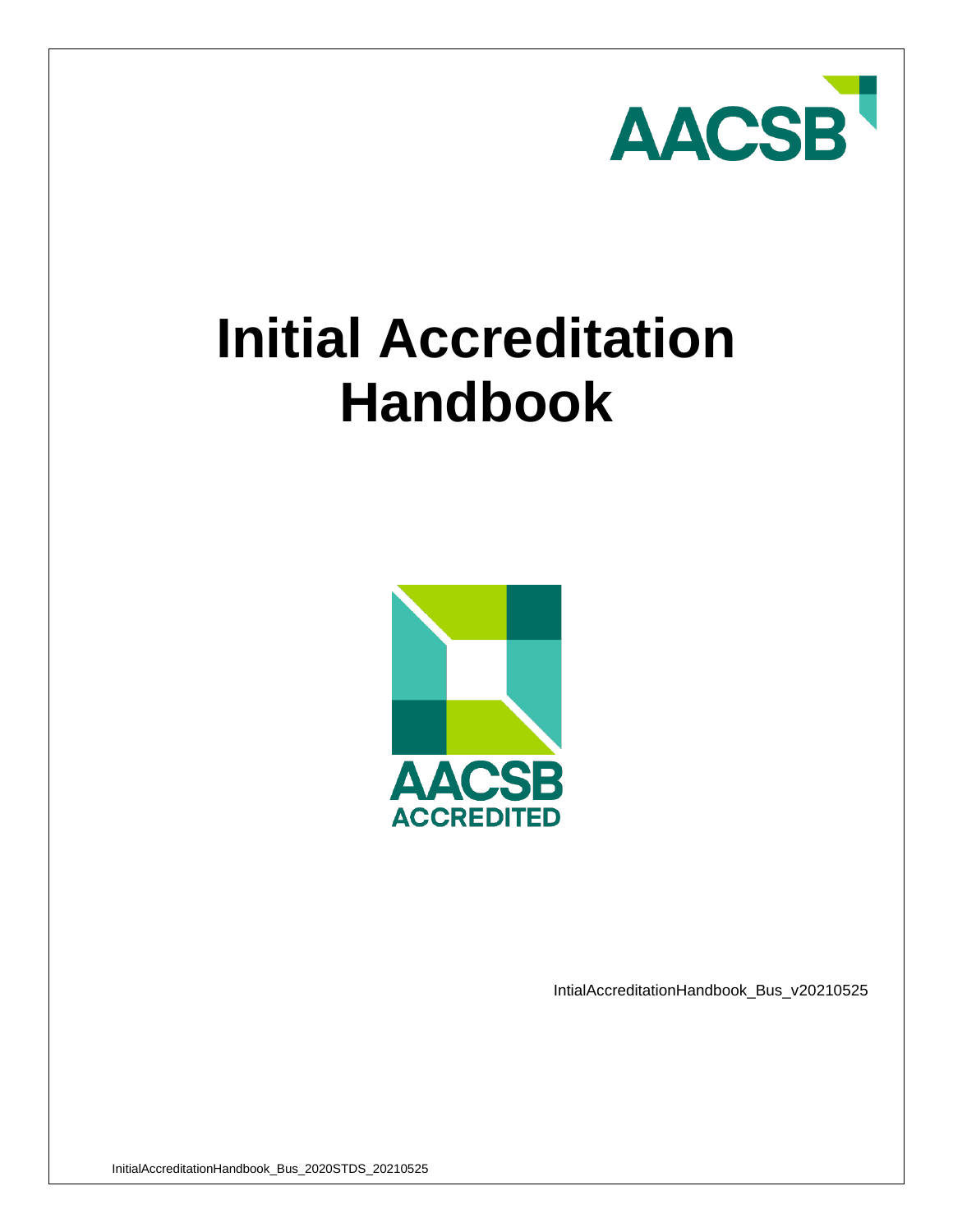# Initial Accreditation Handbook

IntialAccreditationHandbook_Bus_v20210525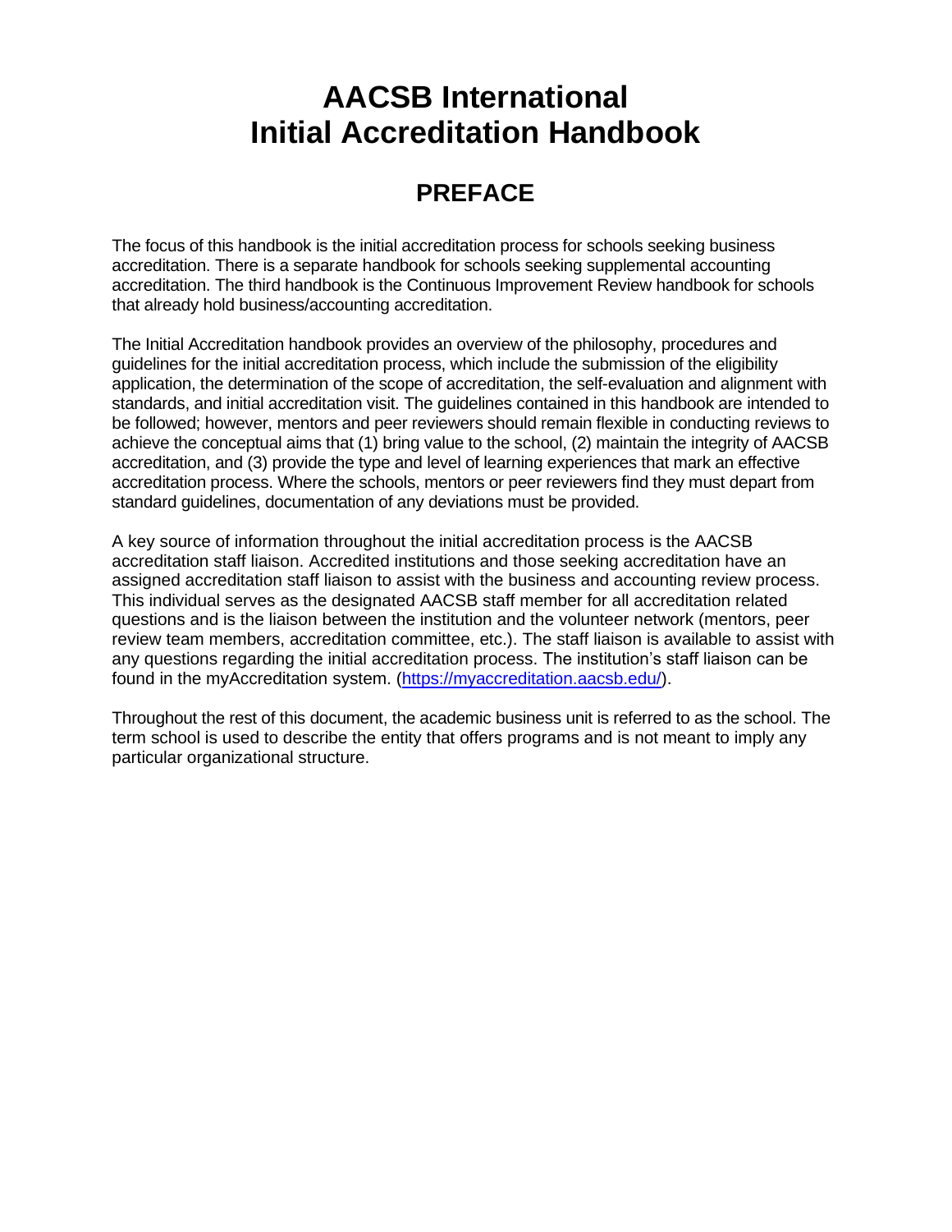# AACSB International
# Initial Accreditation Handbook

## PREFACE

The focus of this handbook is the initial accreditation process for schools seeking business accreditation. There is a separate handbook for schools seeking supplemental accounting accreditation. The third handbook is the Continuous Improvement Review handbook for schools that already hold business/accounting accreditation.

The Initial Accreditation handbook provides an overview of the philosophy, procedures and guidelines for the initial accreditation process, which include the submission of the eligibility application, the determination of the scope of accreditation, the self-evaluation and alignment with standards, and initial accreditation visit. The guidelines contained in this handbook are intended to be followed; however, mentors and peer reviewers should remain flexible in conducting reviews to achieve the conceptual aims that (1) bring value to the school, (2) maintain the integrity of AACSB accreditation, and (3) provide the type and level of learning experiences that mark an effective accreditation process. Where the schools, mentors or peer reviewers find they must depart from standard guidelines, documentation of any deviations must be provided.

A key source of information throughout the initial accreditation process is the AACSB accreditation staff liaison. Accredited institutions and those seeking accreditation have an assigned accreditation staff liaison to assist with the business and accounting review process. This individual serves as the designated AACSB staff member for all accreditation related questions and is the liaison between the institution and the volunteer network (mentors, peer review team members, accreditation committee, etc.). The staff liaison is available to assist with any questions regarding the initial accreditation process. The institution's staff liaison can be found in the myAccreditation system. ([https://myaccreditation.aacsb.edu/](https://myaccreditation.aacsb.edu/)).

Throughout the rest of this document, the academic business unit is referred to as the school. The term school is used to describe the entity that offers programs and is not meant to imply any particular organizational structure.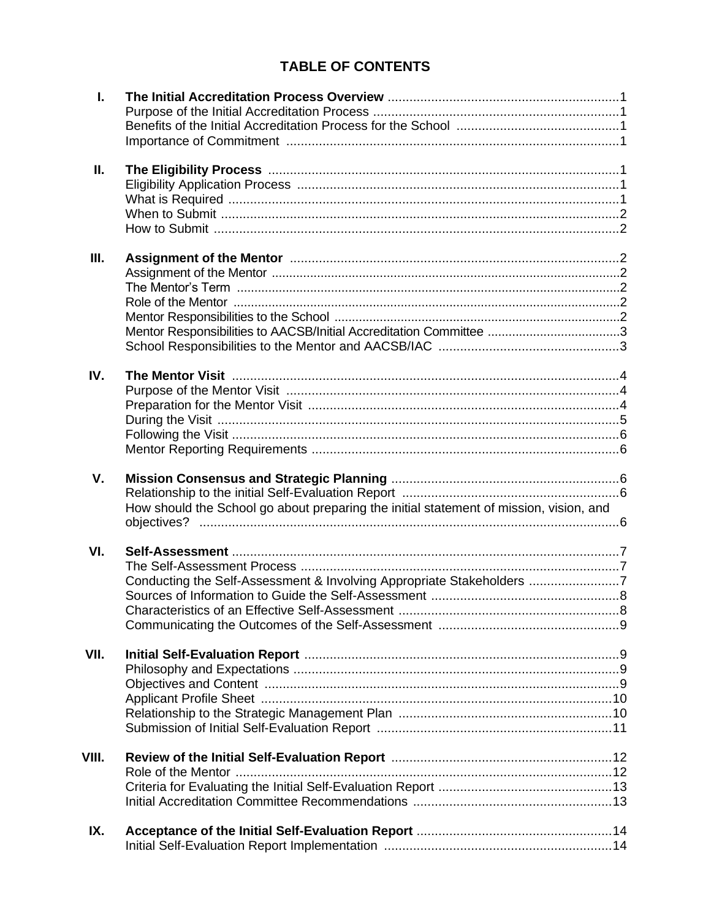# TABLE OF CONTENTS

| | | |
|---|---|---|
| **I.** | **The Initial Accreditation Process Overview** | **1** |
| | Purpose of the Initial Accreditation Process | 1 |
| | Benefits of the Initial Accreditation Process for the School | 1 |
| | Importance of Commitment | 1 |
| **II.** | **The Eligibility Process** | **1** |
| | Eligibility Application Process | 1 |
| | What is Required | 1 |
| | When to Submit | 2 |
| | How to Submit | 2 |
| **III.** | **Assignment of the Mentor** | **2** |
| | Assignment of the Mentor | 2 |
| | The Mentor's Term | 2 |
| | Role of the Mentor | 2 |
| | Mentor Responsibilities to the School | 2 |
| | Mentor Responsibilities to AACSB/Initial Accreditation Committee | 3 |
| | School Responsibilities to the Mentor and AACSB/IAC | 3 |
| **IV.** | **The Mentor Visit** | **4** |
| | Purpose of the Mentor Visit | 4 |
| | Preparation for the Mentor Visit | 4 |
| | During the Visit | 5 |
| | Following the Visit | 6 |
| | Mentor Reporting Requirements | 6 |
| **V.** | **Mission Consensus and Strategic Planning** | **6** |
| | Relationship to the initial Self-Evaluation Report | 6 |
| | How should the School go about preparing the initial statement of mission, vision, and objectives? | 6 |
| **VI.** | **Self-Assessment** | **7** |
| | The Self-Assessment Process | 7 |
| | Conducting the Self-Assessment & Involving Appropriate Stakeholders | 7 |
| | Sources of Information to Guide the Self-Assessment | 8 |
| | Characteristics of an Effective Self-Assessment | 8 |
| | Communicating the Outcomes of the Self-Assessment | 9 |
| **VII.** | **Initial Self-Evaluation Report** | **9** |
| | Philosophy and Expectations | 9 |
| | Objectives and Content | 9 |
| | Applicant Profile Sheet | 10 |
| | Relationship to the Strategic Management Plan | 10 |
| | Submission of Initial Self-Evaluation Report | 11 |
| **VIII.** | **Review of the Initial Self-Evaluation Report** | **12** |
| | Role of the Mentor | 12 |
| | Criteria for Evaluating the Initial Self-Evaluation Report | 13 |
| | Initial Accreditation Committee Recommendations | 13 |
| **IX.** | **Acceptance of the Initial Self-Evaluation Report** | **14** |
| | Initial Self-Evaluation Report Implementation | 14 |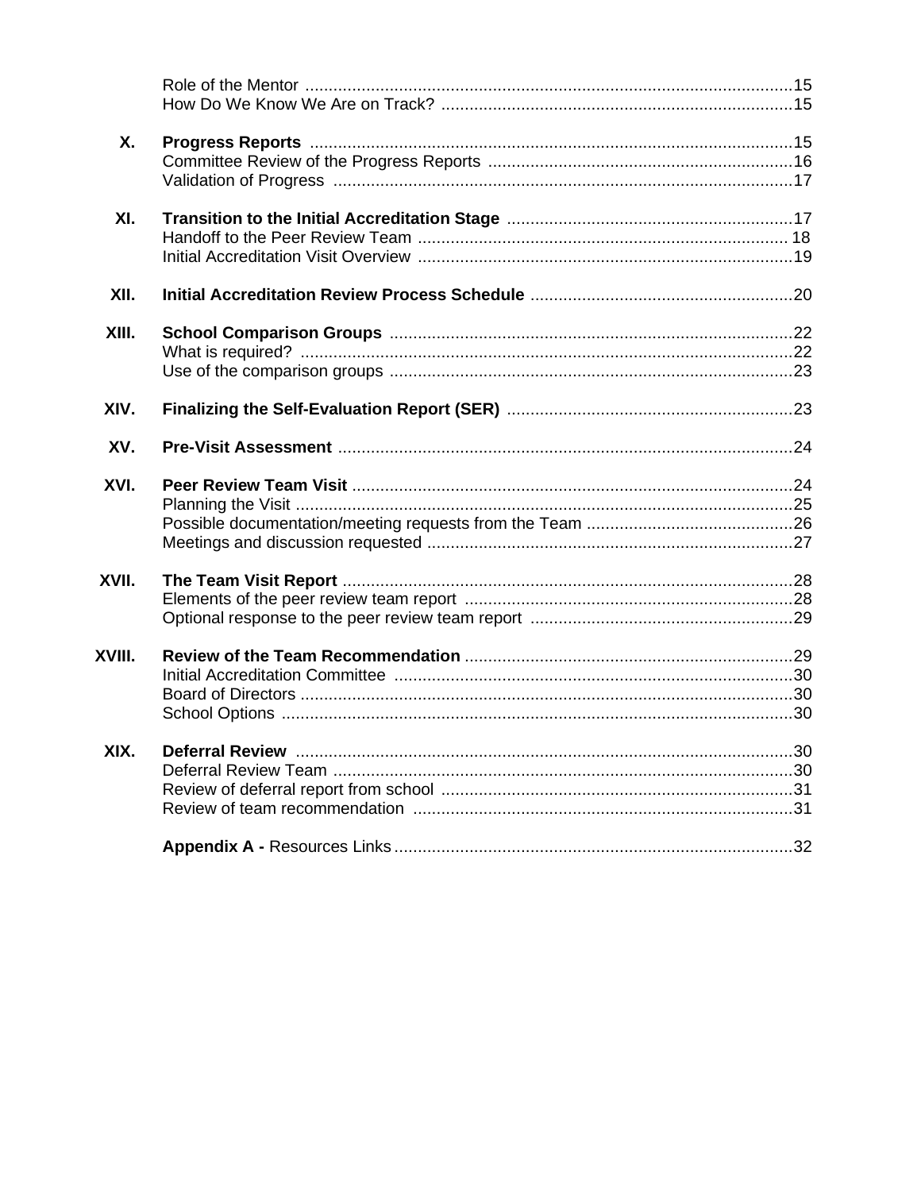| | | |
|---|---|---|
| | Role of the Mentor | 15 |
| | How Do We Know We Are on Track? | 15 |
| **X.** | **Progress Reports** | 15 |
| | Committee Review of the Progress Reports | 16 |
| | Validation of Progress | 17 |
| **XI.** | **Transition to the Initial Accreditation Stage** | 17 |
| | Handoff to the Peer Review Team | 18 |
| | Initial Accreditation Visit Overview | 19 |
| **XII.** | **Initial Accreditation Review Process Schedule** | 20 |
| **XIII.** | **School Comparison Groups** | 22 |
| | What is required? | 22 |
| | Use of the comparison groups | 23 |
| **XIV.** | **Finalizing the Self-Evaluation Report (SER)** | 23 |
| **XV.** | **Pre-Visit Assessment** | 24 |
| **XVI.** | **Peer Review Team Visit** | 24 |
| | Planning the Visit | 25 |
| | Possible documentation/meeting requests from the Team | 26 |
| | Meetings and discussion requested | 27 |
| **XVII.** | **The Team Visit Report** | 28 |
| | Elements of the peer review team report | 28 |
| | Optional response to the peer review team report | 29 |
| **XVIII.** | **Review of the Team Recommendation** | 29 |
| | Initial Accreditation Committee | 30 |
| | Board of Directors | 30 |
| | School Options | 30 |
| **XIX.** | **Deferral Review** | 30 |
| | Deferral Review Team | 30 |
| | Review of deferral report from school | 31 |
| | Review of team recommendation | 31 |
| | **Appendix A -** Resources Links | 32 |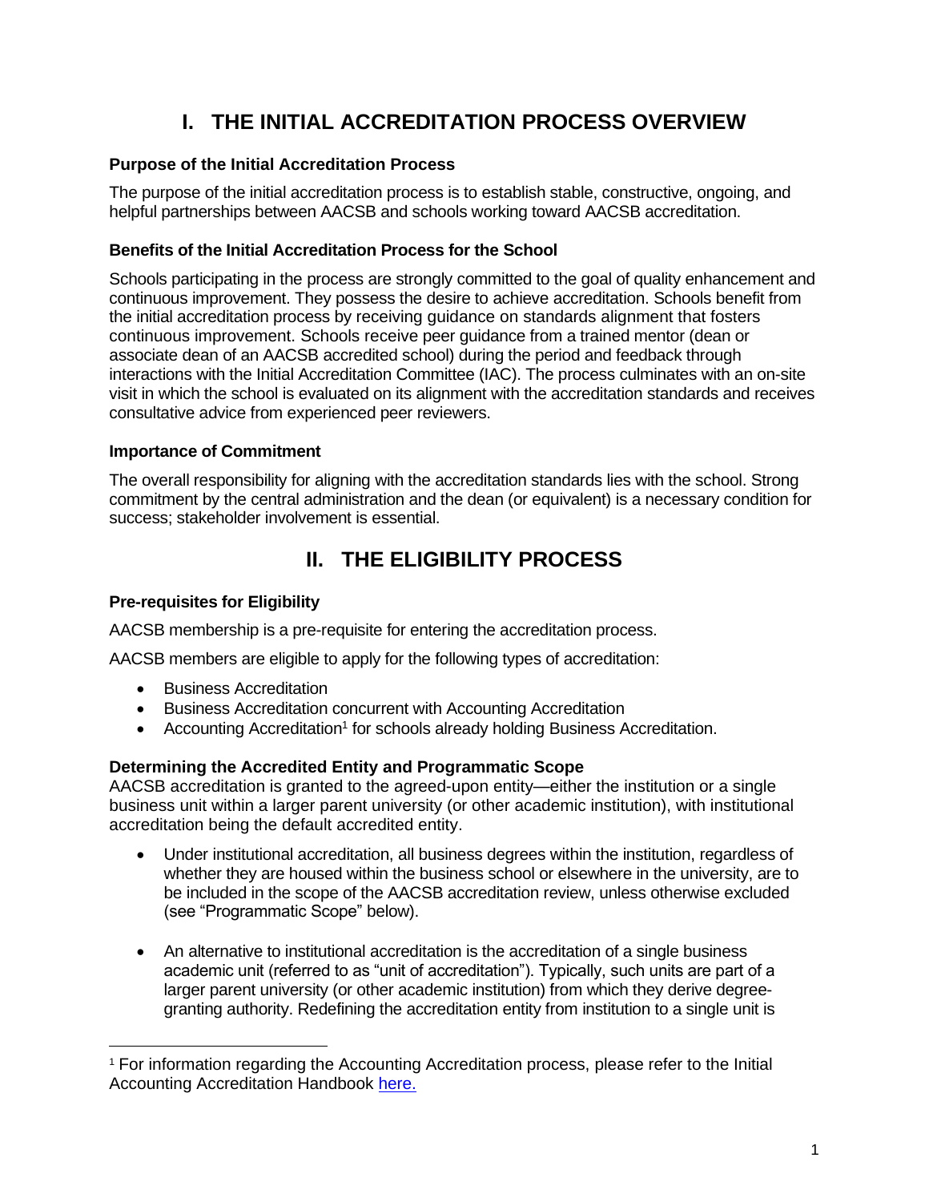# I. THE INITIAL ACCREDITATION PROCESS OVERVIEW

### Purpose of the Initial Accreditation Process

The purpose of the initial accreditation process is to establish stable, constructive, ongoing, and helpful partnerships between AACSB and schools working toward AACSB accreditation.

### Benefits of the Initial Accreditation Process for the School

Schools participating in the process are strongly committed to the goal of quality enhancement and continuous improvement. They possess the desire to achieve accreditation. Schools benefit from the initial accreditation process by receiving guidance on standards alignment that fosters continuous improvement. Schools receive peer guidance from a trained mentor (dean or associate dean of an AACSB accredited school) during the period and feedback through interactions with the Initial Accreditation Committee (IAC). The process culminates with an on-site visit in which the school is evaluated on its alignment with the accreditation standards and receives consultative advice from experienced peer reviewers.

### Importance of Commitment

The overall responsibility for aligning with the accreditation standards lies with the school. Strong commitment by the central administration and the dean (or equivalent) is a necessary condition for success; stakeholder involvement is essential.

# II. THE ELIGIBILITY PROCESS

### Pre-requisites for Eligibility

AACSB membership is a pre-requisite for entering the accreditation process.

AACSB members are eligible to apply for the following types of accreditation:

- Business Accreditation
- Business Accreditation concurrent with Accounting Accreditation
- Accounting Accreditation[1] for schools already holding Business Accreditation.

### Determining the Accredited Entity and Programmatic Scope

AACSB accreditation is granted to the agreed-upon entity—either the institution or a single business unit within a larger parent university (or other academic institution), with institutional accreditation being the default accredited entity.

- Under institutional accreditation, all business degrees within the institution, regardless of whether they are housed within the business school or elsewhere in the university, are to be included in the scope of the AACSB accreditation review, unless otherwise excluded (see "Programmatic Scope" below).
- An alternative to institutional accreditation is the accreditation of a single business academic unit (referred to as "unit of accreditation"). Typically, such units are part of a larger parent university (or other academic institution) from which they derive degree-granting authority. Redefining the accreditation entity from institution to a single unit is

---

[1] For information regarding the Accounting Accreditation process, please refer to the Initial Accounting Accreditation Handbook here.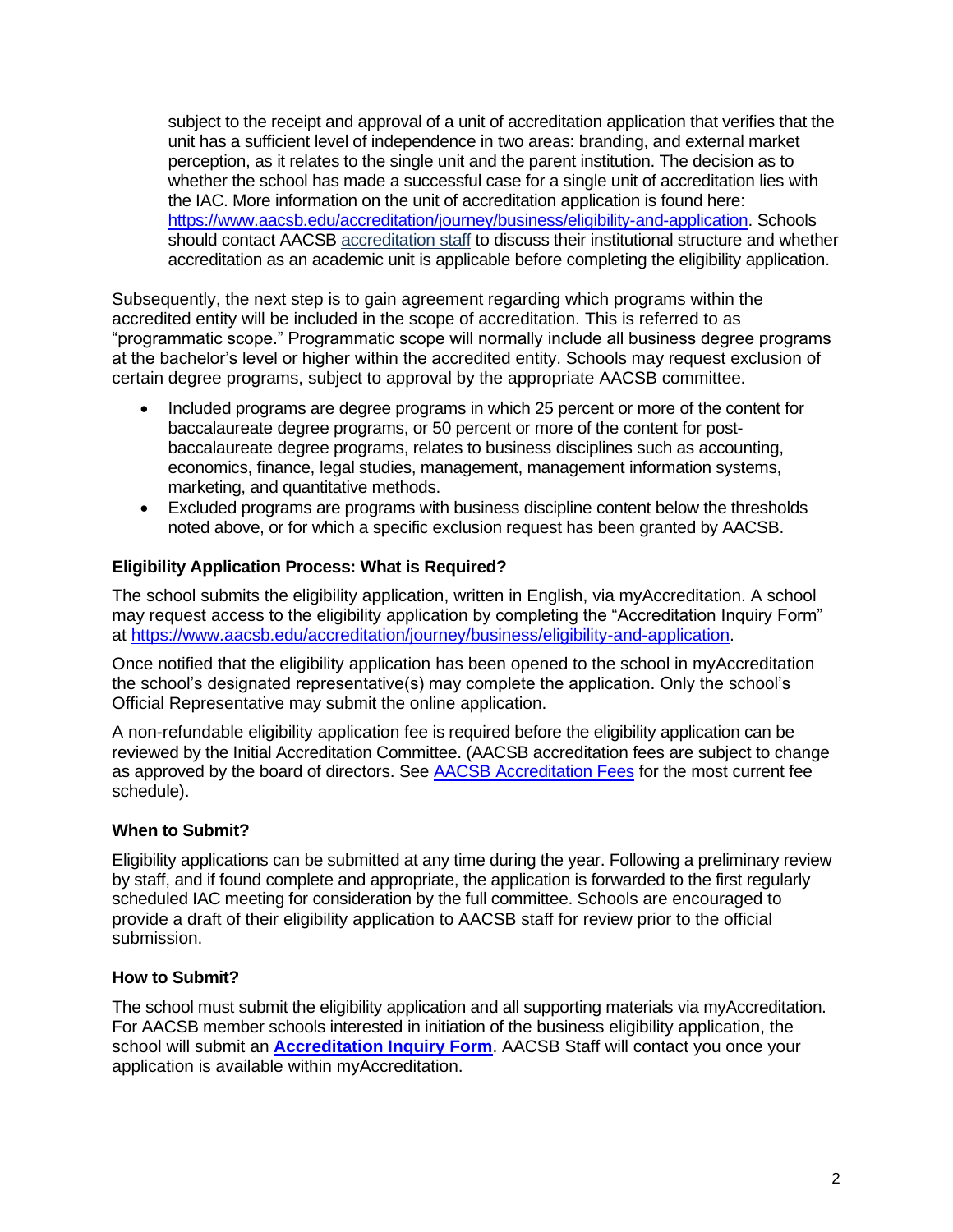subject to the receipt and approval of a unit of accreditation application that verifies that the unit has a sufficient level of independence in two areas: branding, and external market perception, as it relates to the single unit and the parent institution. The decision as to whether the school has made a successful case for a single unit of accreditation lies with the IAC. More information on the unit of accreditation application is found here: [https://www.aacsb.edu/accreditation/journey/business/eligibility-and-application](https://www.aacsb.edu/accreditation/journey/business/eligibility-and-application). Schools should contact AACSB [accreditation staff]() to discuss their institutional structure and whether accreditation as an academic unit is applicable before completing the eligibility application.

Subsequently, the next step is to gain agreement regarding which programs within the accredited entity will be included in the scope of accreditation. This is referred to as "programmatic scope." Programmatic scope will normally include all business degree programs at the bachelor's level or higher within the accredited entity. Schools may request exclusion of certain degree programs, subject to approval by the appropriate AACSB committee.

- Included programs are degree programs in which 25 percent or more of the content for baccalaureate degree programs, or 50 percent or more of the content for post-baccalaureate degree programs, relates to business disciplines such as accounting, economics, finance, legal studies, management, management information systems, marketing, and quantitative methods.
- Excluded programs are programs with business discipline content below the thresholds noted above, or for which a specific exclusion request has been granted by AACSB.

### Eligibility Application Process: What is Required?

The school submits the eligibility application, written in English, via myAccreditation. A school may request access to the eligibility application by completing the "Accreditation Inquiry Form" at [https://www.aacsb.edu/accreditation/journey/business/eligibility-and-application](https://www.aacsb.edu/accreditation/journey/business/eligibility-and-application).

Once notified that the eligibility application has been opened to the school in myAccreditation the school's designated representative(s) may complete the application. Only the school's Official Representative may submit the online application.

A non-refundable eligibility application fee is required before the eligibility application can be reviewed by the Initial Accreditation Committee. (AACSB accreditation fees are subject to change as approved by the board of directors. See [AACSB Accreditation Fees]() for the most current fee schedule).

### When to Submit?

Eligibility applications can be submitted at any time during the year. Following a preliminary review by staff, and if found complete and appropriate, the application is forwarded to the first regularly scheduled IAC meeting for consideration by the full committee. Schools are encouraged to provide a draft of their eligibility application to AACSB staff for review prior to the official submission.

### How to Submit?

The school must submit the eligibility application and all supporting materials via myAccreditation. For AACSB member schools interested in initiation of the business eligibility application, the school will submit an **[Accreditation Inquiry Form]()**. AACSB Staff will contact you once your application is available within myAccreditation.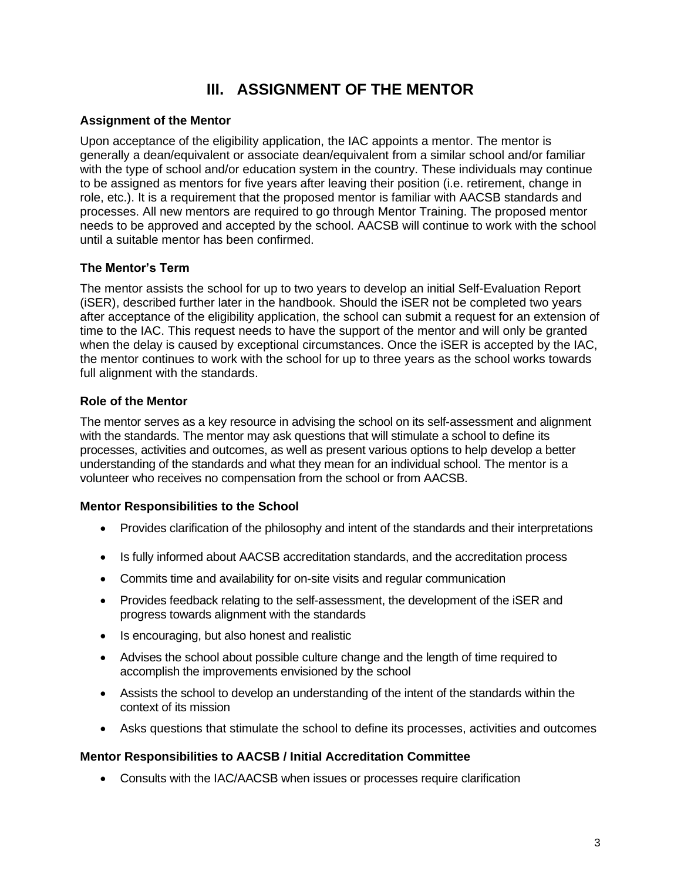# III. ASSIGNMENT OF THE MENTOR

### Assignment of the Mentor

Upon acceptance of the eligibility application, the IAC appoints a mentor. The mentor is generally a dean/equivalent or associate dean/equivalent from a similar school and/or familiar with the type of school and/or education system in the country. These individuals may continue to be assigned as mentors for five years after leaving their position (i.e. retirement, change in role, etc.). It is a requirement that the proposed mentor is familiar with AACSB standards and processes. All new mentors are required to go through Mentor Training. The proposed mentor needs to be approved and accepted by the school. AACSB will continue to work with the school until a suitable mentor has been confirmed.

### The Mentor's Term

The mentor assists the school for up to two years to develop an initial Self-Evaluation Report (iSER), described further later in the handbook. Should the iSER not be completed two years after acceptance of the eligibility application, the school can submit a request for an extension of time to the IAC. This request needs to have the support of the mentor and will only be granted when the delay is caused by exceptional circumstances. Once the iSER is accepted by the IAC, the mentor continues to work with the school for up to three years as the school works towards full alignment with the standards.

### Role of the Mentor

The mentor serves as a key resource in advising the school on its self-assessment and alignment with the standards. The mentor may ask questions that will stimulate a school to define its processes, activities and outcomes, as well as present various options to help develop a better understanding of the standards and what they mean for an individual school. The mentor is a volunteer who receives no compensation from the school or from AACSB.

### Mentor Responsibilities to the School

- Provides clarification of the philosophy and intent of the standards and their interpretations
- Is fully informed about AACSB accreditation standards, and the accreditation process
- Commits time and availability for on-site visits and regular communication
- Provides feedback relating to the self-assessment, the development of the iSER and progress towards alignment with the standards
- Is encouraging, but also honest and realistic
- Advises the school about possible culture change and the length of time required to accomplish the improvements envisioned by the school
- Assists the school to develop an understanding of the intent of the standards within the context of its mission
- Asks questions that stimulate the school to define its processes, activities and outcomes

### Mentor Responsibilities to AACSB / Initial Accreditation Committee

- Consults with the IAC/AACSB when issues or processes require clarification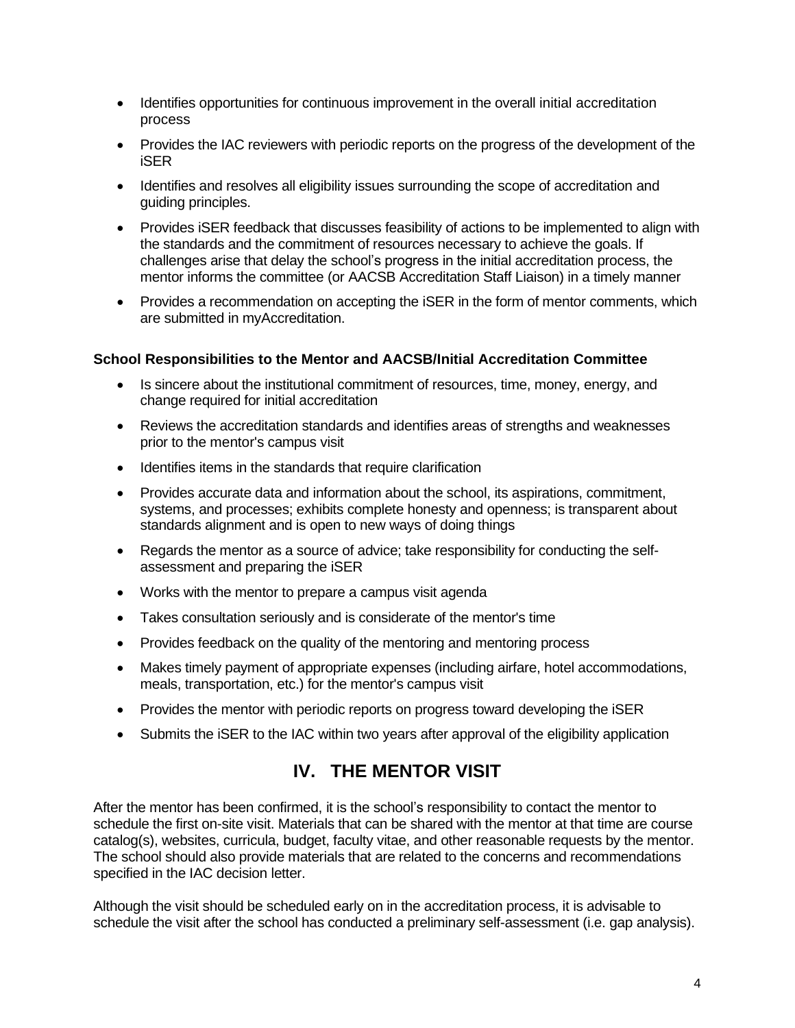- Identifies opportunities for continuous improvement in the overall initial accreditation process
- Provides the IAC reviewers with periodic reports on the progress of the development of the iSER
- Identifies and resolves all eligibility issues surrounding the scope of accreditation and guiding principles.
- Provides iSER feedback that discusses feasibility of actions to be implemented to align with the standards and the commitment of resources necessary to achieve the goals. If challenges arise that delay the school's progress in the initial accreditation process, the mentor informs the committee (or AACSB Accreditation Staff Liaison) in a timely manner
- Provides a recommendation on accepting the iSER in the form of mentor comments, which are submitted in myAccreditation.

**School Responsibilities to the Mentor and AACSB/Initial Accreditation Committee**

- Is sincere about the institutional commitment of resources, time, money, energy, and change required for initial accreditation
- Reviews the accreditation standards and identifies areas of strengths and weaknesses prior to the mentor's campus visit
- Identifies items in the standards that require clarification
- Provides accurate data and information about the school, its aspirations, commitment, systems, and processes; exhibits complete honesty and openness; is transparent about standards alignment and is open to new ways of doing things
- Regards the mentor as a source of advice; take responsibility for conducting the self-assessment and preparing the iSER
- Works with the mentor to prepare a campus visit agenda
- Takes consultation seriously and is considerate of the mentor's time
- Provides feedback on the quality of the mentoring and mentoring process
- Makes timely payment of appropriate expenses (including airfare, hotel accommodations, meals, transportation, etc.) for the mentor's campus visit
- Provides the mentor with periodic reports on progress toward developing the iSER
- Submits the iSER to the IAC within two years after approval of the eligibility application

## IV. THE MENTOR VISIT

After the mentor has been confirmed, it is the school's responsibility to contact the mentor to schedule the first on-site visit. Materials that can be shared with the mentor at that time are course catalog(s), websites, curricula, budget, faculty vitae, and other reasonable requests by the mentor. The school should also provide materials that are related to the concerns and recommendations specified in the IAC decision letter.

Although the visit should be scheduled early on in the accreditation process, it is advisable to schedule the visit after the school has conducted a preliminary self-assessment (i.e. gap analysis).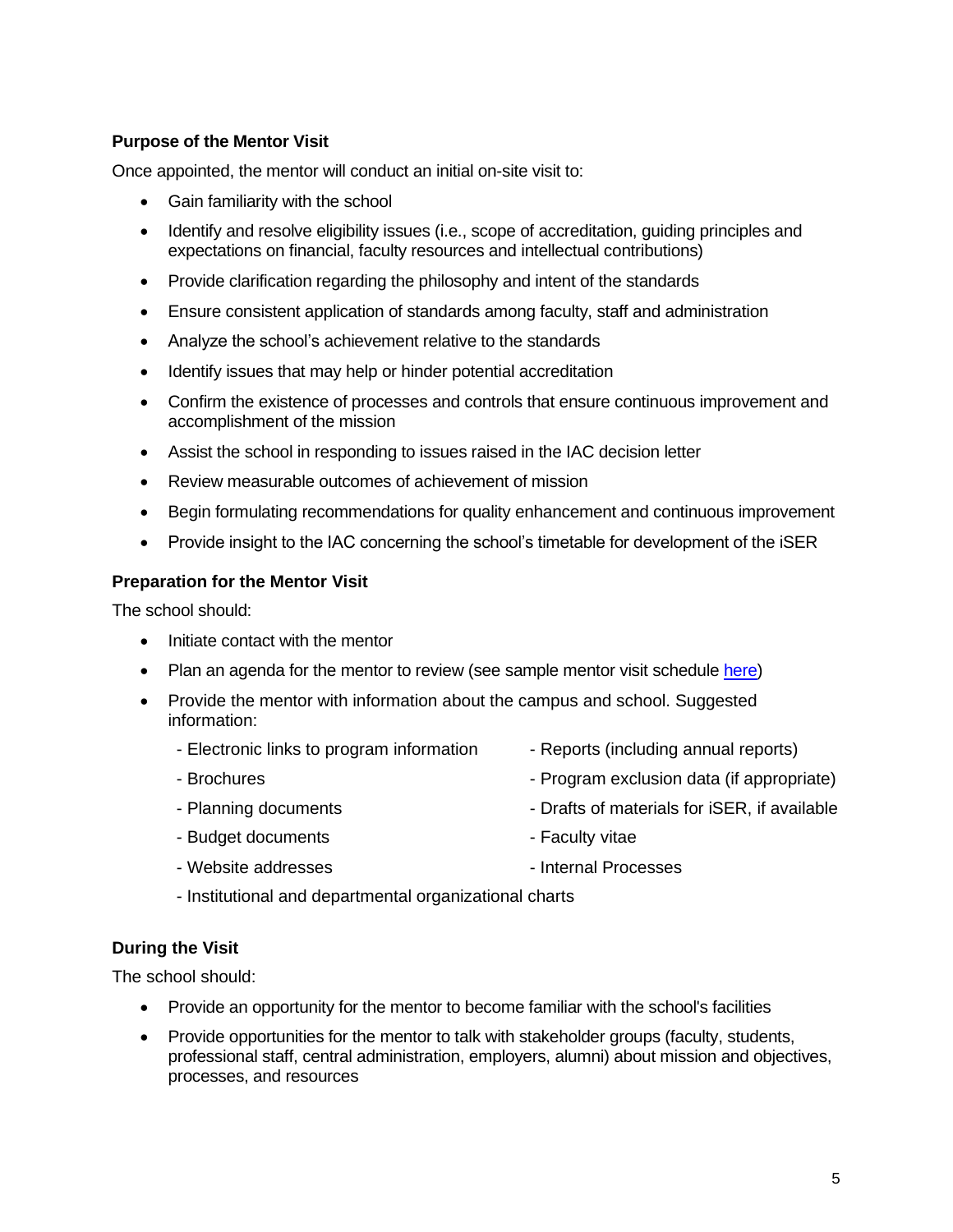### Purpose of the Mentor Visit

Once appointed, the mentor will conduct an initial on-site visit to:

- Gain familiarity with the school
- Identify and resolve eligibility issues (i.e., scope of accreditation, guiding principles and expectations on financial, faculty resources and intellectual contributions)
- Provide clarification regarding the philosophy and intent of the standards
- Ensure consistent application of standards among faculty, staff and administration
- Analyze the school's achievement relative to the standards
- Identify issues that may help or hinder potential accreditation
- Confirm the existence of processes and controls that ensure continuous improvement and accomplishment of the mission
- Assist the school in responding to issues raised in the IAC decision letter
- Review measurable outcomes of achievement of mission
- Begin formulating recommendations for quality enhancement and continuous improvement
- Provide insight to the IAC concerning the school's timetable for development of the iSER

### Preparation for the Mentor Visit

The school should:

- Initiate contact with the mentor
- Plan an agenda for the mentor to review (see sample mentor visit schedule here)
- Provide the mentor with information about the campus and school. Suggested information:
  - Electronic links to program information
  - Brochures
  - Planning documents
  - Budget documents
  - Website addresses
  - Reports (including annual reports)
  - Program exclusion data (if appropriate)
  - Drafts of materials for iSER, if available
  - Faculty vitae
  - Internal Processes
  - Institutional and departmental organizational charts

### During the Visit

The school should:

- Provide an opportunity for the mentor to become familiar with the school's facilities
- Provide opportunities for the mentor to talk with stakeholder groups (faculty, students, professional staff, central administration, employers, alumni) about mission and objectives, processes, and resources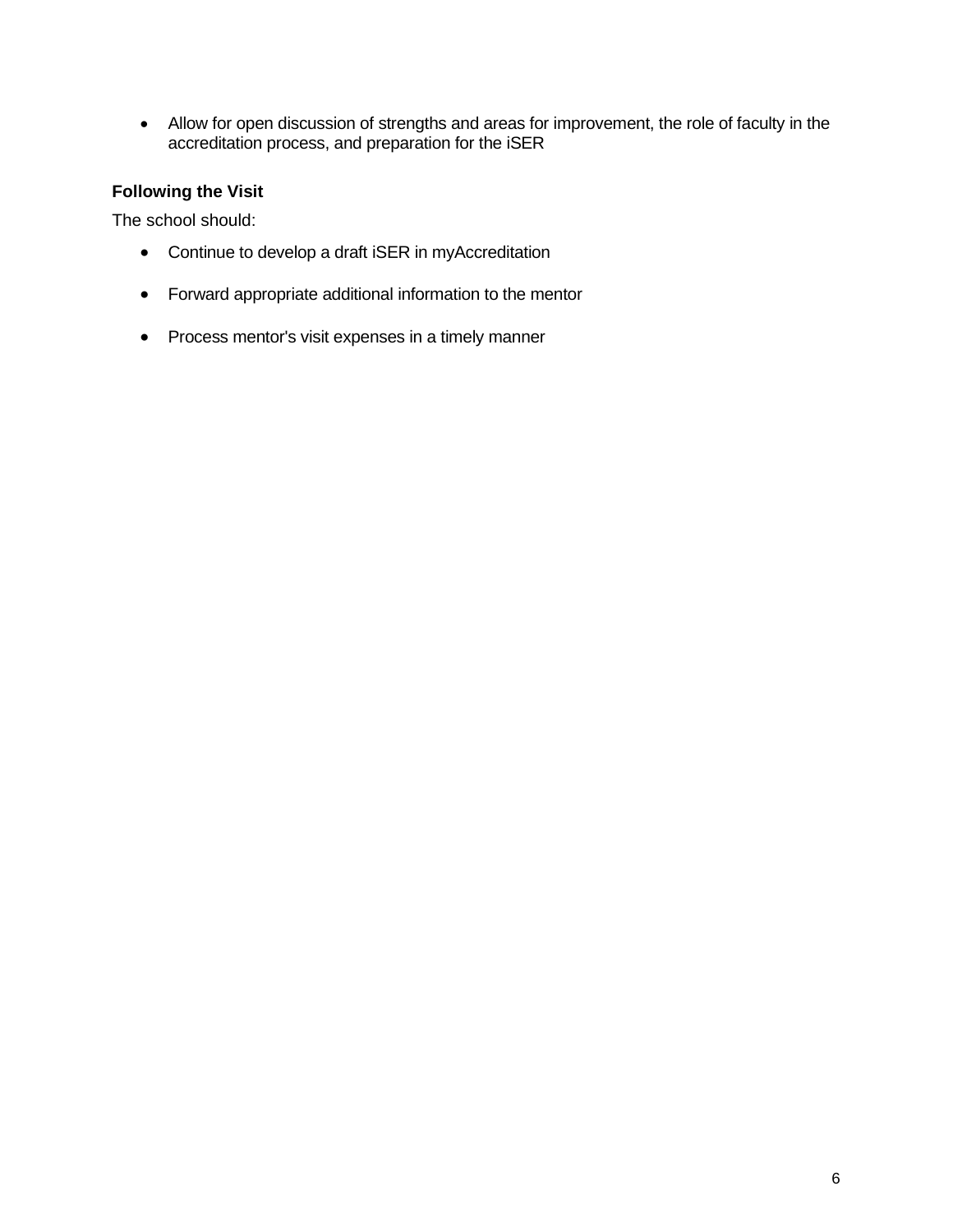- Allow for open discussion of strengths and areas for improvement, the role of faculty in the accreditation process, and preparation for the iSER

### Following the Visit

The school should:

- Continue to develop a draft iSER in myAccreditation
- Forward appropriate additional information to the mentor
- Process mentor's visit expenses in a timely manner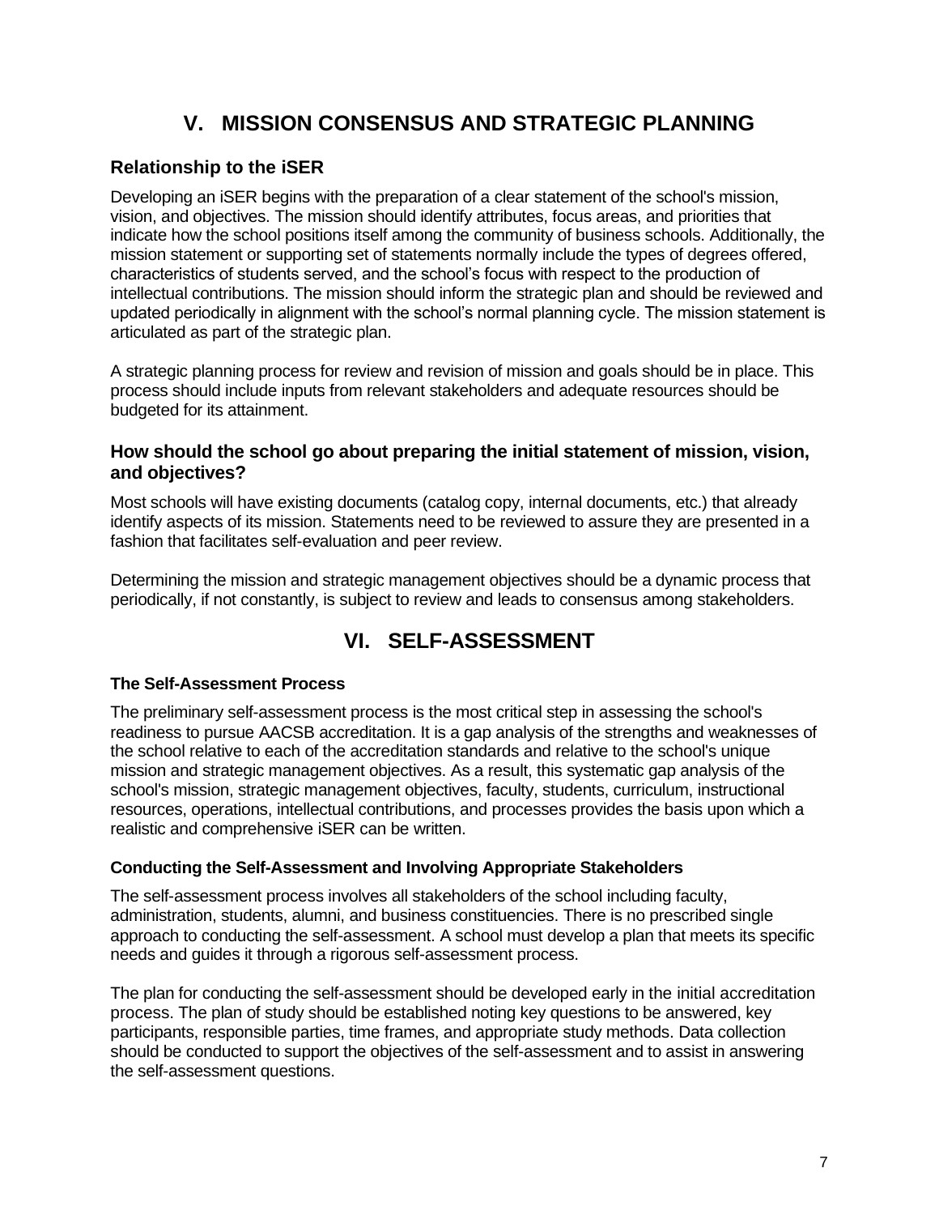# V. MISSION CONSENSUS AND STRATEGIC PLANNING

## Relationship to the iSER

Developing an iSER begins with the preparation of a clear statement of the school's mission, vision, and objectives. The mission should identify attributes, focus areas, and priorities that indicate how the school positions itself among the community of business schools. Additionally, the mission statement or supporting set of statements normally include the types of degrees offered, characteristics of students served, and the school's focus with respect to the production of intellectual contributions. The mission should inform the strategic plan and should be reviewed and updated periodically in alignment with the school's normal planning cycle. The mission statement is articulated as part of the strategic plan.

A strategic planning process for review and revision of mission and goals should be in place. This process should include inputs from relevant stakeholders and adequate resources should be budgeted for its attainment.

## How should the school go about preparing the initial statement of mission, vision, and objectives?

Most schools will have existing documents (catalog copy, internal documents, etc.) that already identify aspects of its mission. Statements need to be reviewed to assure they are presented in a fashion that facilitates self-evaluation and peer review.

Determining the mission and strategic management objectives should be a dynamic process that periodically, if not constantly, is subject to review and leads to consensus among stakeholders.

# VI. SELF-ASSESSMENT

### The Self-Assessment Process

The preliminary self-assessment process is the most critical step in assessing the school's readiness to pursue AACSB accreditation. It is a gap analysis of the strengths and weaknesses of the school relative to each of the accreditation standards and relative to the school's unique mission and strategic management objectives. As a result, this systematic gap analysis of the school's mission, strategic management objectives, faculty, students, curriculum, instructional resources, operations, intellectual contributions, and processes provides the basis upon which a realistic and comprehensive iSER can be written.

### Conducting the Self-Assessment and Involving Appropriate Stakeholders

The self-assessment process involves all stakeholders of the school including faculty, administration, students, alumni, and business constituencies. There is no prescribed single approach to conducting the self-assessment. A school must develop a plan that meets its specific needs and guides it through a rigorous self-assessment process.

The plan for conducting the self-assessment should be developed early in the initial accreditation process. The plan of study should be established noting key questions to be answered, key participants, responsible parties, time frames, and appropriate study methods. Data collection should be conducted to support the objectives of the self-assessment and to assist in answering the self-assessment questions.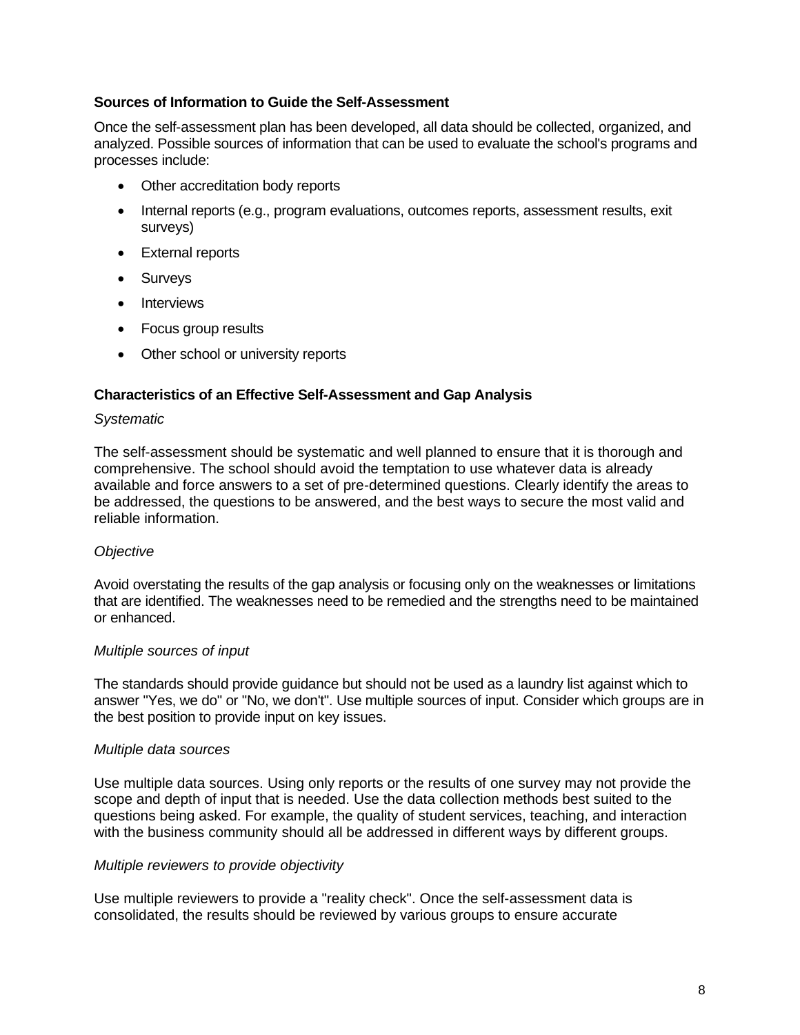### Sources of Information to Guide the Self-Assessment

Once the self-assessment plan has been developed, all data should be collected, organized, and analyzed. Possible sources of information that can be used to evaluate the school's programs and processes include:

- Other accreditation body reports
- Internal reports (e.g., program evaluations, outcomes reports, assessment results, exit surveys)
- External reports
- Surveys
- Interviews
- Focus group results
- Other school or university reports

### Characteristics of an Effective Self-Assessment and Gap Analysis

*Systematic*

The self-assessment should be systematic and well planned to ensure that it is thorough and comprehensive. The school should avoid the temptation to use whatever data is already available and force answers to a set of pre-determined questions. Clearly identify the areas to be addressed, the questions to be answered, and the best ways to secure the most valid and reliable information.

*Objective*

Avoid overstating the results of the gap analysis or focusing only on the weaknesses or limitations that are identified. The weaknesses need to be remedied and the strengths need to be maintained or enhanced.

*Multiple sources of input*

The standards should provide guidance but should not be used as a laundry list against which to answer "Yes, we do" or "No, we don't". Use multiple sources of input. Consider which groups are in the best position to provide input on key issues.

*Multiple data sources*

Use multiple data sources. Using only reports or the results of one survey may not provide the scope and depth of input that is needed. Use the data collection methods best suited to the questions being asked. For example, the quality of student services, teaching, and interaction with the business community should all be addressed in different ways by different groups.

*Multiple reviewers to provide objectivity*

Use multiple reviewers to provide a "reality check". Once the self-assessment data is consolidated, the results should be reviewed by various groups to ensure accurate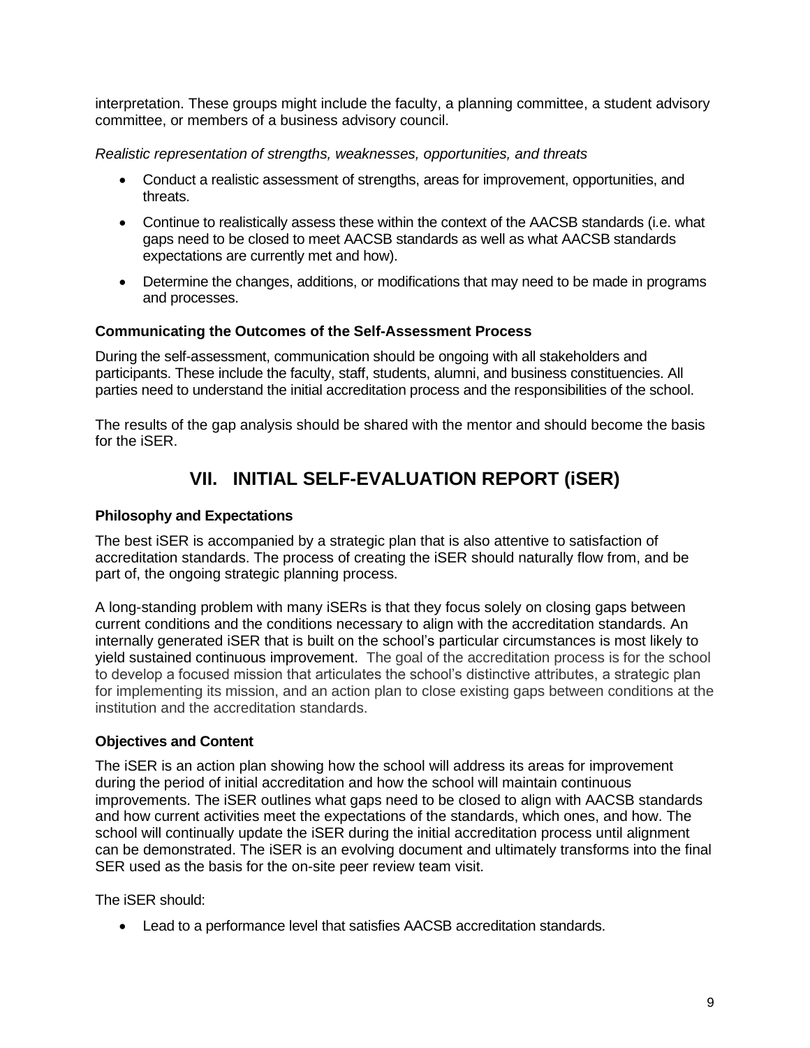interpretation. These groups might include the faculty, a planning committee, a student advisory committee, or members of a business advisory council.

*Realistic representation of strengths, weaknesses, opportunities, and threats*

- Conduct a realistic assessment of strengths, areas for improvement, opportunities, and threats.
- Continue to realistically assess these within the context of the AACSB standards (i.e. what gaps need to be closed to meet AACSB standards as well as what AACSB standards expectations are currently met and how).
- Determine the changes, additions, or modifications that may need to be made in programs and processes.

### Communicating the Outcomes of the Self-Assessment Process

During the self-assessment, communication should be ongoing with all stakeholders and participants. These include the faculty, staff, students, alumni, and business constituencies. All parties need to understand the initial accreditation process and the responsibilities of the school.

The results of the gap analysis should be shared with the mentor and should become the basis for the iSER.

## VII. INITIAL SELF-EVALUATION REPORT (iSER)

### Philosophy and Expectations

The best iSER is accompanied by a strategic plan that is also attentive to satisfaction of accreditation standards. The process of creating the iSER should naturally flow from, and be part of, the ongoing strategic planning process.

A long-standing problem with many iSERs is that they focus solely on closing gaps between current conditions and the conditions necessary to align with the accreditation standards. An internally generated iSER that is built on the school's particular circumstances is most likely to yield sustained continuous improvement. The goal of the accreditation process is for the school to develop a focused mission that articulates the school's distinctive attributes, a strategic plan for implementing its mission, and an action plan to close existing gaps between conditions at the institution and the accreditation standards.

### Objectives and Content

The iSER is an action plan showing how the school will address its areas for improvement during the period of initial accreditation and how the school will maintain continuous improvements. The iSER outlines what gaps need to be closed to align with AACSB standards and how current activities meet the expectations of the standards, which ones, and how. The school will continually update the iSER during the initial accreditation process until alignment can be demonstrated. The iSER is an evolving document and ultimately transforms into the final SER used as the basis for the on-site peer review team visit.

The iSER should:

- Lead to a performance level that satisfies AACSB accreditation standards.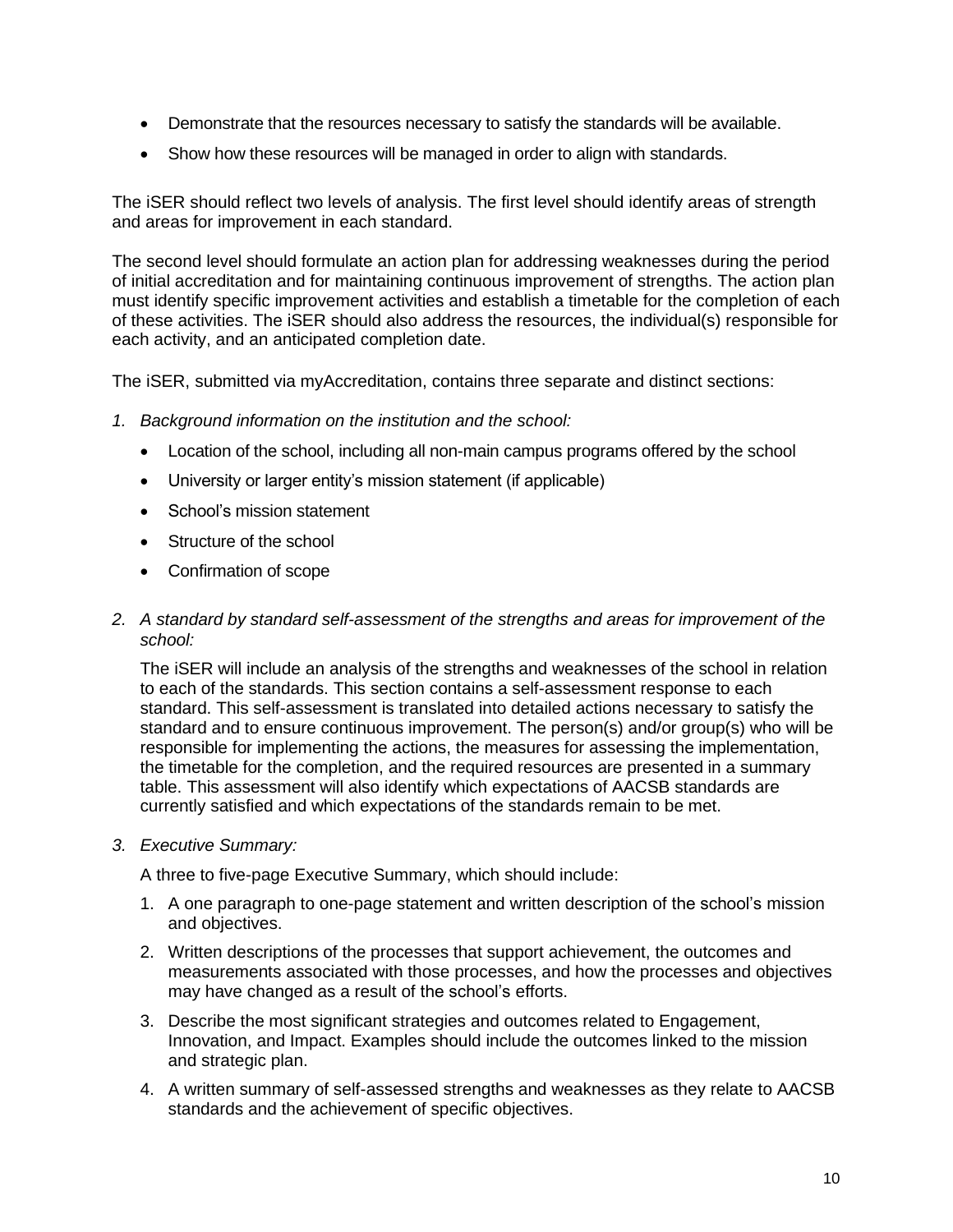- Demonstrate that the resources necessary to satisfy the standards will be available.
- Show how these resources will be managed in order to align with standards.

The iSER should reflect two levels of analysis. The first level should identify areas of strength and areas for improvement in each standard.

The second level should formulate an action plan for addressing weaknesses during the period of initial accreditation and for maintaining continuous improvement of strengths. The action plan must identify specific improvement activities and establish a timetable for the completion of each of these activities. The iSER should also address the resources, the individual(s) responsible for each activity, and an anticipated completion date.

The iSER, submitted via myAccreditation, contains three separate and distinct sections:

1. *Background information on the institution and the school:*
   - Location of the school, including all non-main campus programs offered by the school
   - University or larger entity's mission statement (if applicable)
   - School's mission statement
   - Structure of the school
   - Confirmation of scope

2. *A standard by standard self-assessment of the strengths and areas for improvement of the school:*

   The iSER will include an analysis of the strengths and weaknesses of the school in relation to each of the standards. This section contains a self-assessment response to each standard. This self-assessment is translated into detailed actions necessary to satisfy the standard and to ensure continuous improvement. The person(s) and/or group(s) who will be responsible for implementing the actions, the measures for assessing the implementation, the timetable for the completion, and the required resources are presented in a summary table. This assessment will also identify which expectations of AACSB standards are currently satisfied and which expectations of the standards remain to be met.

3. *Executive Summary:*

   A three to five-page Executive Summary, which should include:

   1. A one paragraph to one-page statement and written description of the school's mission and objectives.
   2. Written descriptions of the processes that support achievement, the outcomes and measurements associated with those processes, and how the processes and objectives may have changed as a result of the school's efforts.
   3. Describe the most significant strategies and outcomes related to Engagement, Innovation, and Impact. Examples should include the outcomes linked to the mission and strategic plan.
   4. A written summary of self-assessed strengths and weaknesses as they relate to AACSB standards and the achievement of specific objectives.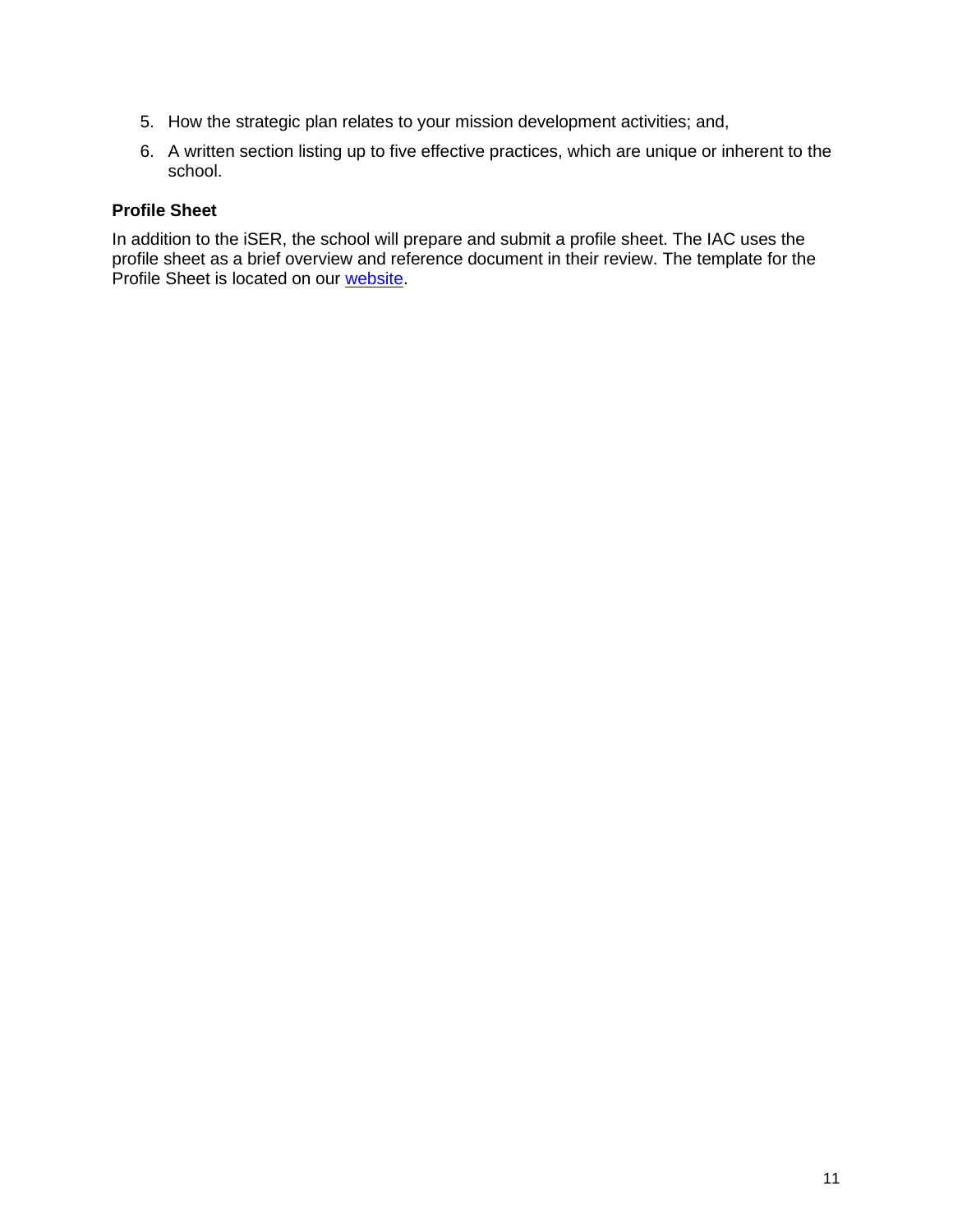5. How the strategic plan relates to your mission development activities; and,
6. A written section listing up to five effective practices, which are unique or inherent to the school.

**Profile Sheet**

In addition to the iSER, the school will prepare and submit a profile sheet. The IAC uses the profile sheet as a brief overview and reference document in their review. The template for the Profile Sheet is located on our website.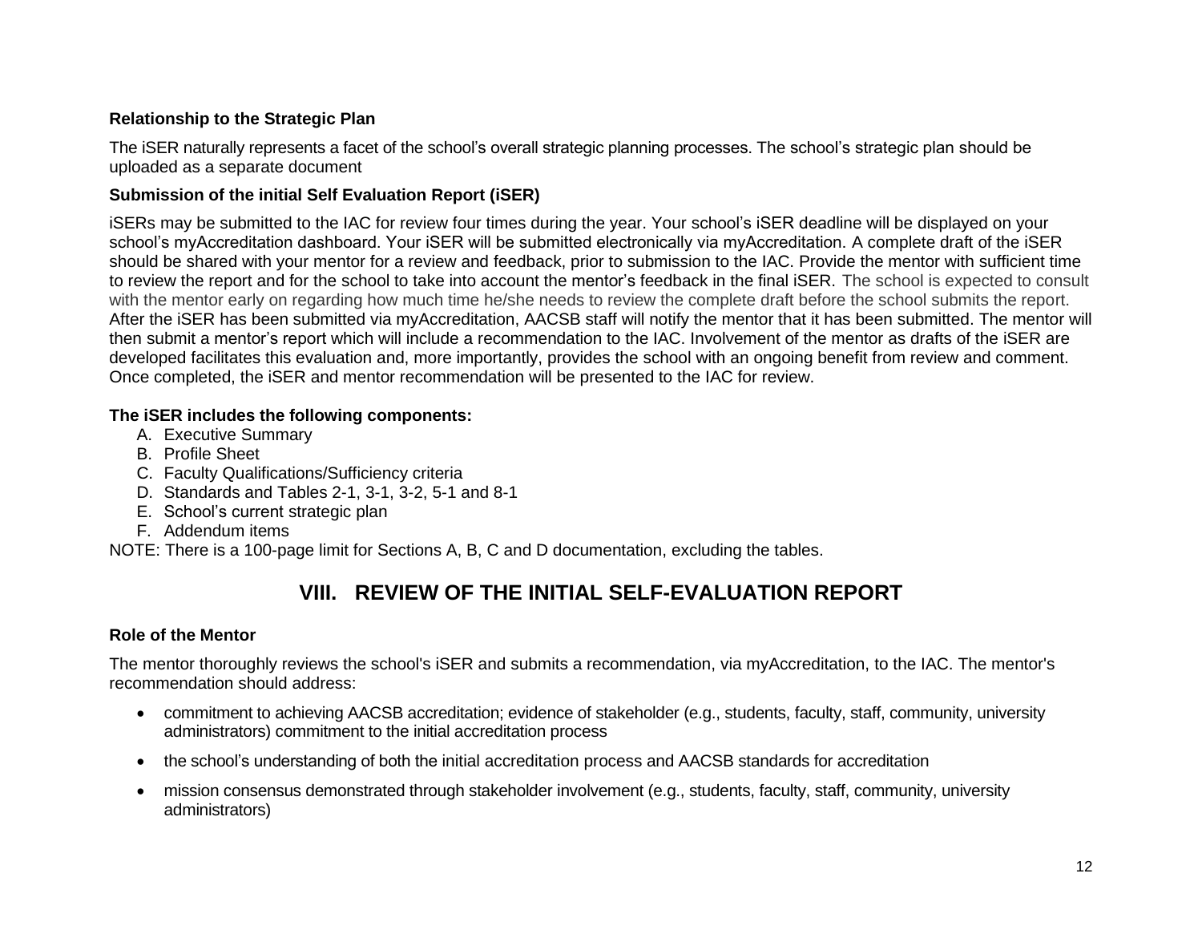**Relationship to the Strategic Plan**

The iSER naturally represents a facet of the school's overall strategic planning processes. The school's strategic plan should be uploaded as a separate document

**Submission of the initial Self Evaluation Report (iSER)**

iSERs may be submitted to the IAC for review four times during the year. Your school's iSER deadline will be displayed on your school's myAccreditation dashboard. Your iSER will be submitted electronically via myAccreditation. A complete draft of the iSER should be shared with your mentor for a review and feedback, prior to submission to the IAC. Provide the mentor with sufficient time to review the report and for the school to take into account the mentor's feedback in the final iSER. The school is expected to consult with the mentor early on regarding how much time he/she needs to review the complete draft before the school submits the report. After the iSER has been submitted via myAccreditation, AACSB staff will notify the mentor that it has been submitted. The mentor will then submit a mentor's report which will include a recommendation to the IAC. Involvement of the mentor as drafts of the iSER are developed facilitates this evaluation and, more importantly, provides the school with an ongoing benefit from review and comment. Once completed, the iSER and mentor recommendation will be presented to the IAC for review.

**The iSER includes the following components:**

A. Executive Summary
B. Profile Sheet
C. Faculty Qualifications/Sufficiency criteria
D. Standards and Tables 2-1, 3-1, 3-2, 5-1 and 8-1
E. School's current strategic plan
F. Addendum items

NOTE: There is a 100-page limit for Sections A, B, C and D documentation, excluding the tables.

## VIII. REVIEW OF THE INITIAL SELF-EVALUATION REPORT

**Role of the Mentor**

The mentor thoroughly reviews the school's iSER and submits a recommendation, via myAccreditation, to the IAC. The mentor's recommendation should address:

- commitment to achieving AACSB accreditation; evidence of stakeholder (e.g., students, faculty, staff, community, university administrators) commitment to the initial accreditation process
- the school's understanding of both the initial accreditation process and AACSB standards for accreditation
- mission consensus demonstrated through stakeholder involvement (e.g., students, faculty, staff, community, university administrators)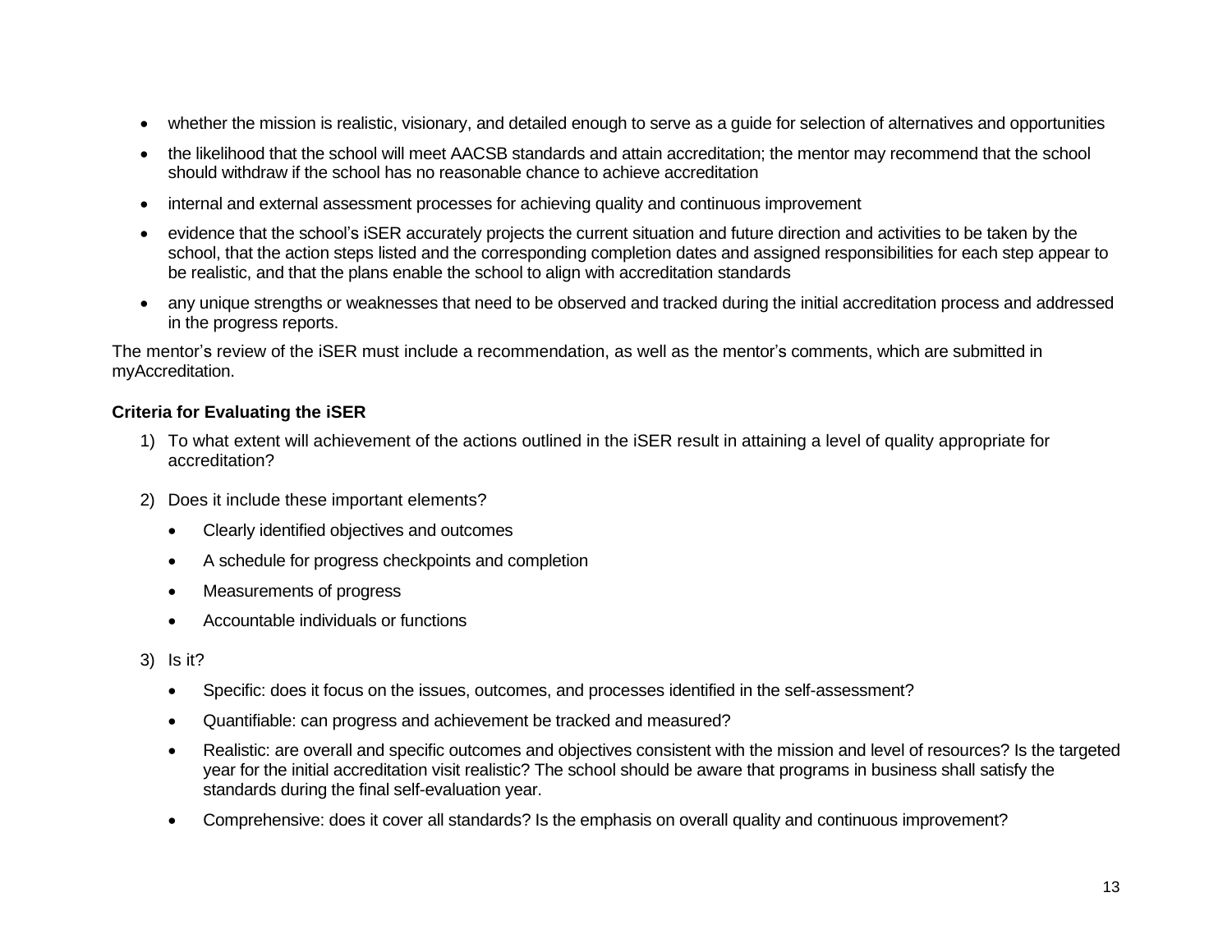- whether the mission is realistic, visionary, and detailed enough to serve as a guide for selection of alternatives and opportunities
- the likelihood that the school will meet AACSB standards and attain accreditation; the mentor may recommend that the school should withdraw if the school has no reasonable chance to achieve accreditation
- internal and external assessment processes for achieving quality and continuous improvement
- evidence that the school's iSER accurately projects the current situation and future direction and activities to be taken by the school, that the action steps listed and the corresponding completion dates and assigned responsibilities for each step appear to be realistic, and that the plans enable the school to align with accreditation standards
- any unique strengths or weaknesses that need to be observed and tracked during the initial accreditation process and addressed in the progress reports.

The mentor's review of the iSER must include a recommendation, as well as the mentor's comments, which are submitted in myAccreditation.

**Criteria for Evaluating the iSER**

1) To what extent will achievement of the actions outlined in the iSER result in attaining a level of quality appropriate for accreditation?

2) Does it include these important elements?
   - Clearly identified objectives and outcomes
   - A schedule for progress checkpoints and completion
   - Measurements of progress
   - Accountable individuals or functions

3) Is it?
   - Specific: does it focus on the issues, outcomes, and processes identified in the self-assessment?
   - Quantifiable: can progress and achievement be tracked and measured?
   - Realistic: are overall and specific outcomes and objectives consistent with the mission and level of resources? Is the targeted year for the initial accreditation visit realistic? The school should be aware that programs in business shall satisfy the standards during the final self-evaluation year.
   - Comprehensive: does it cover all standards? Is the emphasis on overall quality and continuous improvement?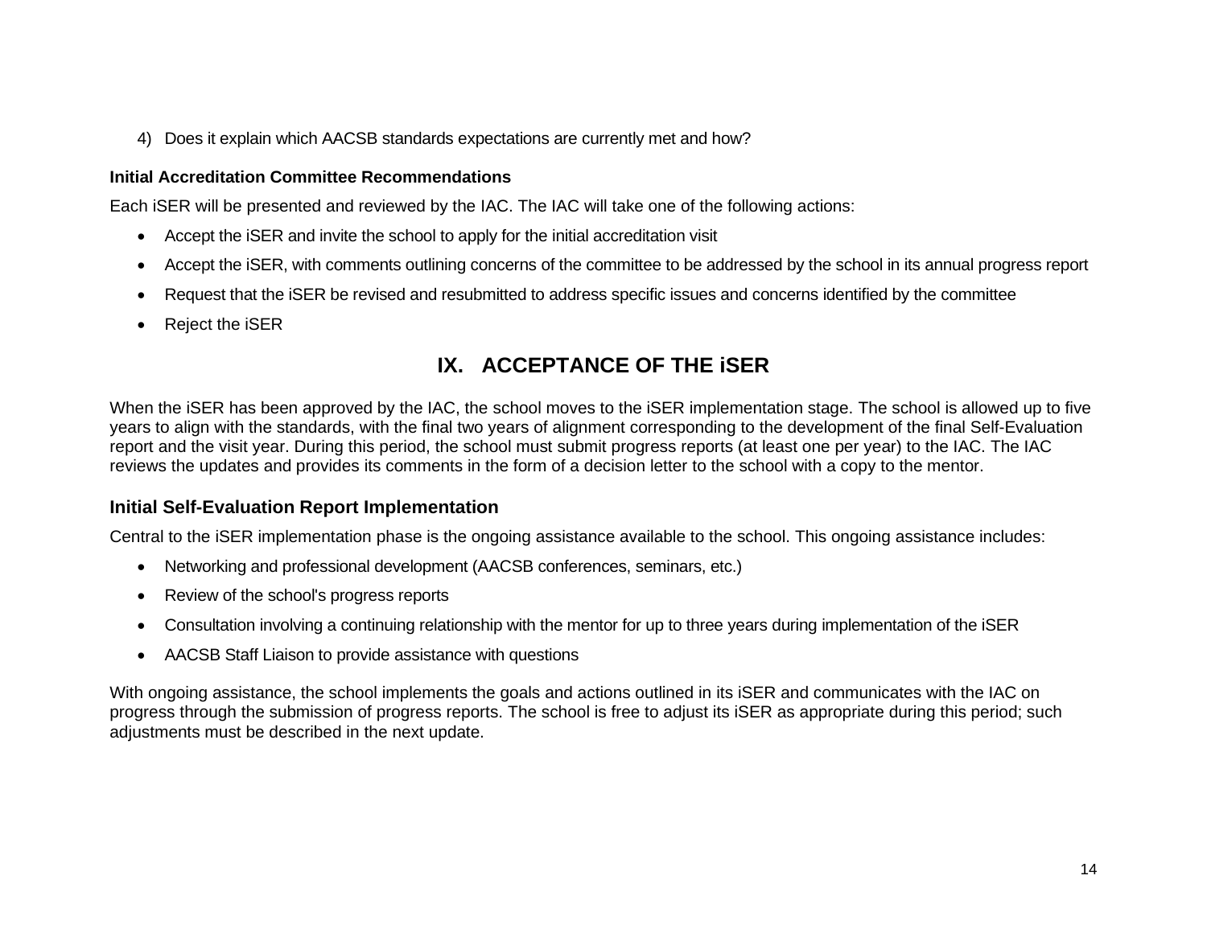4) Does it explain which AACSB standards expectations are currently met and how?

**Initial Accreditation Committee Recommendations**

Each iSER will be presented and reviewed by the IAC. The IAC will take one of the following actions:

- Accept the iSER and invite the school to apply for the initial accreditation visit
- Accept the iSER, with comments outlining concerns of the committee to be addressed by the school in its annual progress report
- Request that the iSER be revised and resubmitted to address specific issues and concerns identified by the committee
- Reject the iSER

## IX. ACCEPTANCE OF THE iSER

When the iSER has been approved by the IAC, the school moves to the iSER implementation stage. The school is allowed up to five years to align with the standards, with the final two years of alignment corresponding to the development of the final Self-Evaluation report and the visit year. During this period, the school must submit progress reports (at least one per year) to the IAC. The IAC reviews the updates and provides its comments in the form of a decision letter to the school with a copy to the mentor.

### Initial Self-Evaluation Report Implementation

Central to the iSER implementation phase is the ongoing assistance available to the school. This ongoing assistance includes:

- Networking and professional development (AACSB conferences, seminars, etc.)
- Review of the school's progress reports
- Consultation involving a continuing relationship with the mentor for up to three years during implementation of the iSER
- AACSB Staff Liaison to provide assistance with questions

With ongoing assistance, the school implements the goals and actions outlined in its iSER and communicates with the IAC on progress through the submission of progress reports. The school is free to adjust its iSER as appropriate during this period; such adjustments must be described in the next update.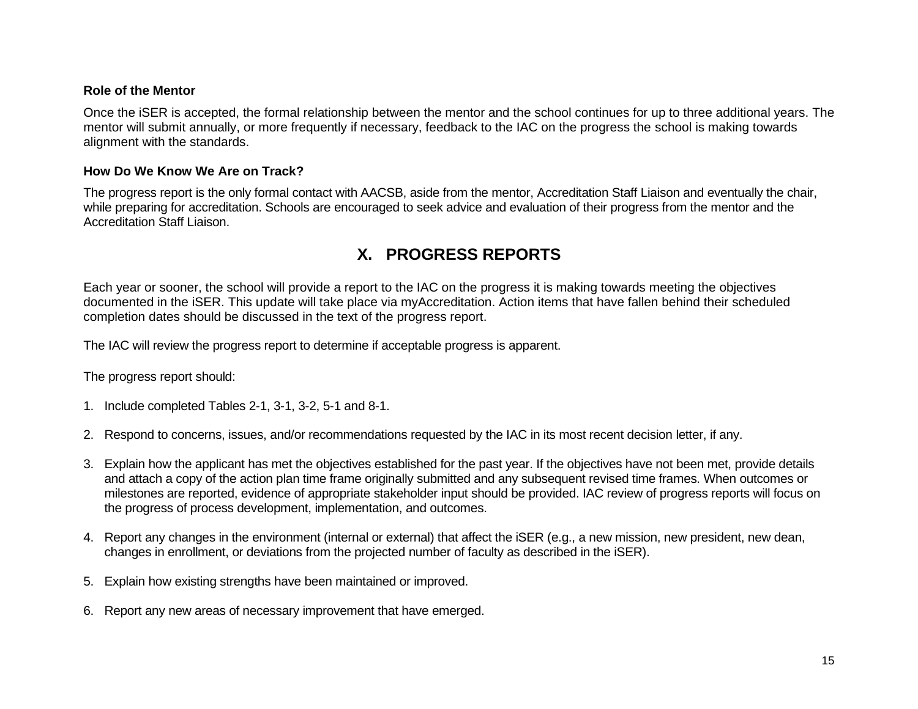### Role of the Mentor

Once the iSER is accepted, the formal relationship between the mentor and the school continues for up to three additional years. The mentor will submit annually, or more frequently if necessary, feedback to the IAC on the progress the school is making towards alignment with the standards.

### How Do We Know We Are on Track?

The progress report is the only formal contact with AACSB, aside from the mentor, Accreditation Staff Liaison and eventually the chair, while preparing for accreditation. Schools are encouraged to seek advice and evaluation of their progress from the mentor and the Accreditation Staff Liaison.

## X. PROGRESS REPORTS

Each year or sooner, the school will provide a report to the IAC on the progress it is making towards meeting the objectives documented in the iSER. This update will take place via myAccreditation. Action items that have fallen behind their scheduled completion dates should be discussed in the text of the progress report.

The IAC will review the progress report to determine if acceptable progress is apparent.

The progress report should:

1. Include completed Tables 2-1, 3-1, 3-2, 5-1 and 8-1.
2. Respond to concerns, issues, and/or recommendations requested by the IAC in its most recent decision letter, if any.
3. Explain how the applicant has met the objectives established for the past year. If the objectives have not been met, provide details and attach a copy of the action plan time frame originally submitted and any subsequent revised time frames. When outcomes or milestones are reported, evidence of appropriate stakeholder input should be provided. IAC review of progress reports will focus on the progress of process development, implementation, and outcomes.
4. Report any changes in the environment (internal or external) that affect the iSER (e.g., a new mission, new president, new dean, changes in enrollment, or deviations from the projected number of faculty as described in the iSER).
5. Explain how existing strengths have been maintained or improved.
6. Report any new areas of necessary improvement that have emerged.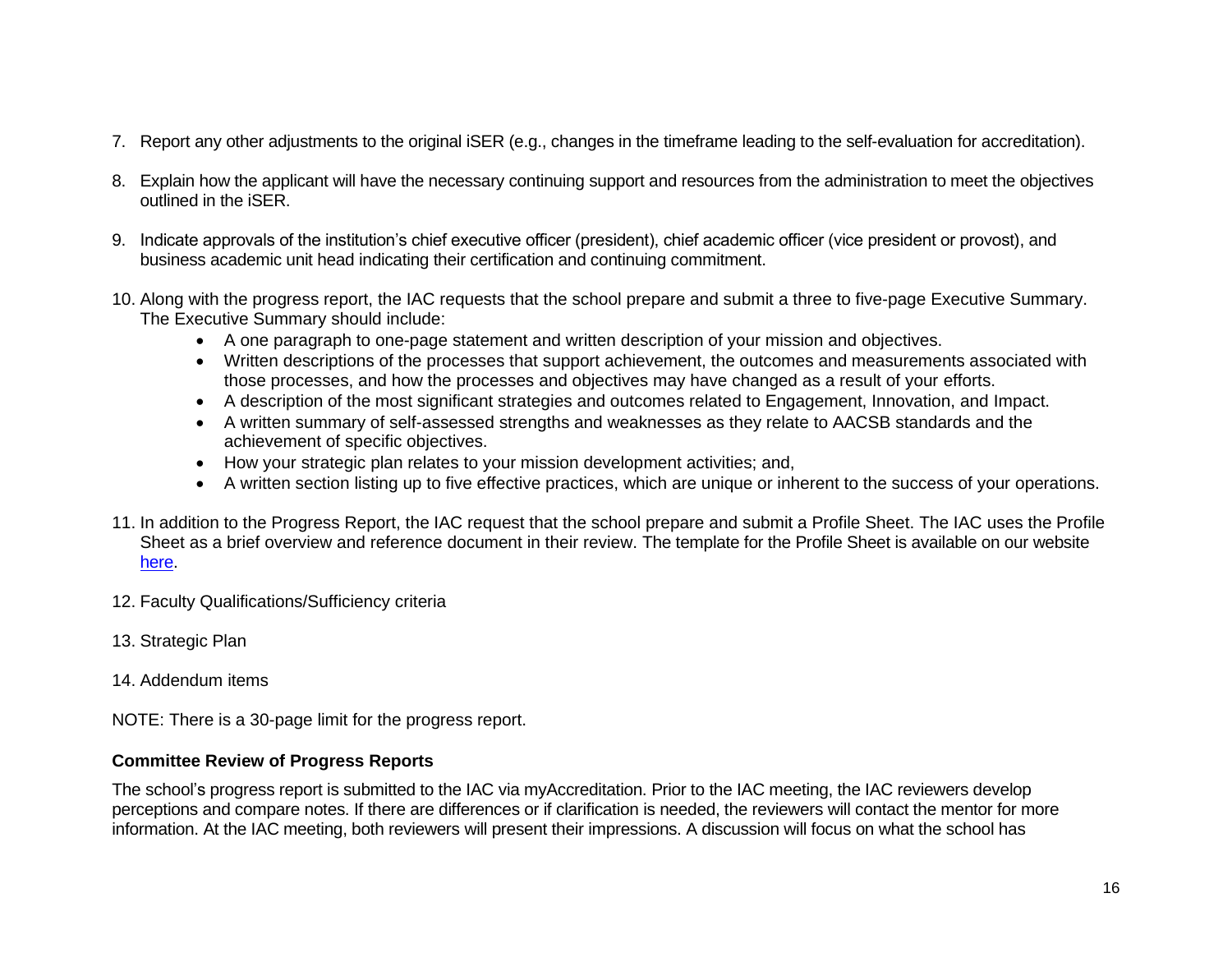7. Report any other adjustments to the original iSER (e.g., changes in the timeframe leading to the self-evaluation for accreditation).

8. Explain how the applicant will have the necessary continuing support and resources from the administration to meet the objectives outlined in the iSER.

9. Indicate approvals of the institution's chief executive officer (president), chief academic officer (vice president or provost), and business academic unit head indicating their certification and continuing commitment.

10. Along with the progress report, the IAC requests that the school prepare and submit a three to five-page Executive Summary. The Executive Summary should include:
    - A one paragraph to one-page statement and written description of your mission and objectives.
    - Written descriptions of the processes that support achievement, the outcomes and measurements associated with those processes, and how the processes and objectives may have changed as a result of your efforts.
    - A description of the most significant strategies and outcomes related to Engagement, Innovation, and Impact.
    - A written summary of self-assessed strengths and weaknesses as they relate to AACSB standards and the achievement of specific objectives.
    - How your strategic plan relates to your mission development activities; and,
    - A written section listing up to five effective practices, which are unique or inherent to the success of your operations.

11. In addition to the Progress Report, the IAC request that the school prepare and submit a Profile Sheet. The IAC uses the Profile Sheet as a brief overview and reference document in their review. The template for the Profile Sheet is available on our website here.

12. Faculty Qualifications/Sufficiency criteria

13. Strategic Plan

14. Addendum items

NOTE: There is a 30-page limit for the progress report.

**Committee Review of Progress Reports**

The school's progress report is submitted to the IAC via myAccreditation. Prior to the IAC meeting, the IAC reviewers develop perceptions and compare notes. If there are differences or if clarification is needed, the reviewers will contact the mentor for more information. At the IAC meeting, both reviewers will present their impressions. A discussion will focus on what the school has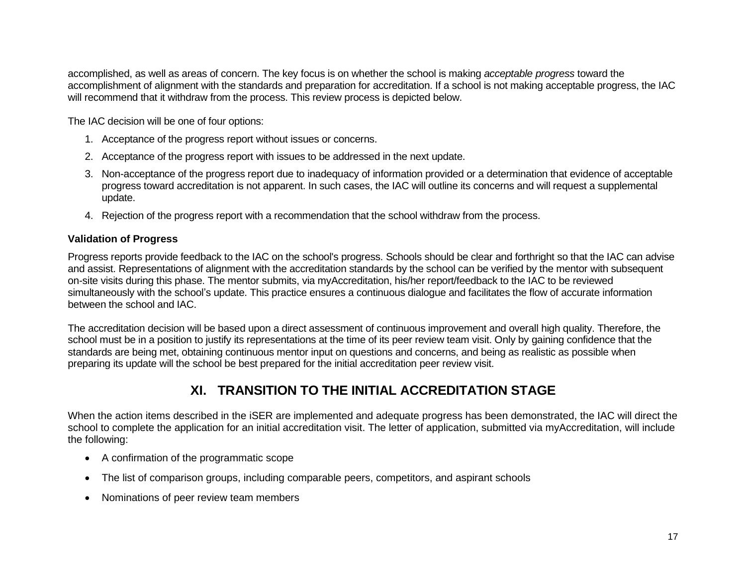accomplished, as well as areas of concern. The key focus is on whether the school is making *acceptable progress* toward the accomplishment of alignment with the standards and preparation for accreditation. If a school is not making acceptable progress, the IAC will recommend that it withdraw from the process. This review process is depicted below.

The IAC decision will be one of four options:

1. Acceptance of the progress report without issues or concerns.
2. Acceptance of the progress report with issues to be addressed in the next update.
3. Non-acceptance of the progress report due to inadequacy of information provided or a determination that evidence of acceptable progress toward accreditation is not apparent. In such cases, the IAC will outline its concerns and will request a supplemental update.
4. Rejection of the progress report with a recommendation that the school withdraw from the process.

**Validation of Progress**

Progress reports provide feedback to the IAC on the school's progress. Schools should be clear and forthright so that the IAC can advise and assist. Representations of alignment with the accreditation standards by the school can be verified by the mentor with subsequent on-site visits during this phase. The mentor submits, via myAccreditation, his/her report/feedback to the IAC to be reviewed simultaneously with the school's update. This practice ensures a continuous dialogue and facilitates the flow of accurate information between the school and IAC.

The accreditation decision will be based upon a direct assessment of continuous improvement and overall high quality. Therefore, the school must be in a position to justify its representations at the time of its peer review team visit. Only by gaining confidence that the standards are being met, obtaining continuous mentor input on questions and concerns, and being as realistic as possible when preparing its update will the school be best prepared for the initial accreditation peer review visit.

## XI. TRANSITION TO THE INITIAL ACCREDITATION STAGE

When the action items described in the iSER are implemented and adequate progress has been demonstrated, the IAC will direct the school to complete the application for an initial accreditation visit. The letter of application, submitted via myAccreditation, will include the following:

- A confirmation of the programmatic scope
- The list of comparison groups, including comparable peers, competitors, and aspirant schools
- Nominations of peer review team members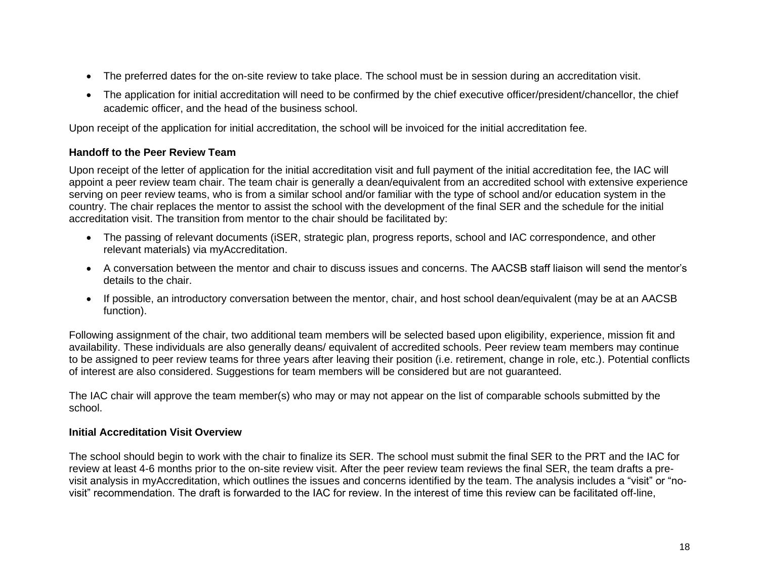- The preferred dates for the on-site review to take place. The school must be in session during an accreditation visit.
- The application for initial accreditation will need to be confirmed by the chief executive officer/president/chancellor, the chief academic officer, and the head of the business school.

Upon receipt of the application for initial accreditation, the school will be invoiced for the initial accreditation fee.

**Handoff to the Peer Review Team**

Upon receipt of the letter of application for the initial accreditation visit and full payment of the initial accreditation fee, the IAC will appoint a peer review team chair. The team chair is generally a dean/equivalent from an accredited school with extensive experience serving on peer review teams, who is from a similar school and/or familiar with the type of school and/or education system in the country. The chair replaces the mentor to assist the school with the development of the final SER and the schedule for the initial accreditation visit. The transition from mentor to the chair should be facilitated by:

- The passing of relevant documents (iSER, strategic plan, progress reports, school and IAC correspondence, and other relevant materials) via myAccreditation.
- A conversation between the mentor and chair to discuss issues and concerns. The AACSB staff liaison will send the mentor's details to the chair.
- If possible, an introductory conversation between the mentor, chair, and host school dean/equivalent (may be at an AACSB function).

Following assignment of the chair, two additional team members will be selected based upon eligibility, experience, mission fit and availability. These individuals are also generally deans/ equivalent of accredited schools. Peer review team members may continue to be assigned to peer review teams for three years after leaving their position (i.e. retirement, change in role, etc.). Potential conflicts of interest are also considered. Suggestions for team members will be considered but are not guaranteed.

The IAC chair will approve the team member(s) who may or may not appear on the list of comparable schools submitted by the school.

**Initial Accreditation Visit Overview**

The school should begin to work with the chair to finalize its SER. The school must submit the final SER to the PRT and the IAC for review at least 4-6 months prior to the on-site review visit. After the peer review team reviews the final SER, the team drafts a pre-visit analysis in myAccreditation, which outlines the issues and concerns identified by the team. The analysis includes a "visit" or "no-visit" recommendation. The draft is forwarded to the IAC for review. In the interest of time this review can be facilitated off-line,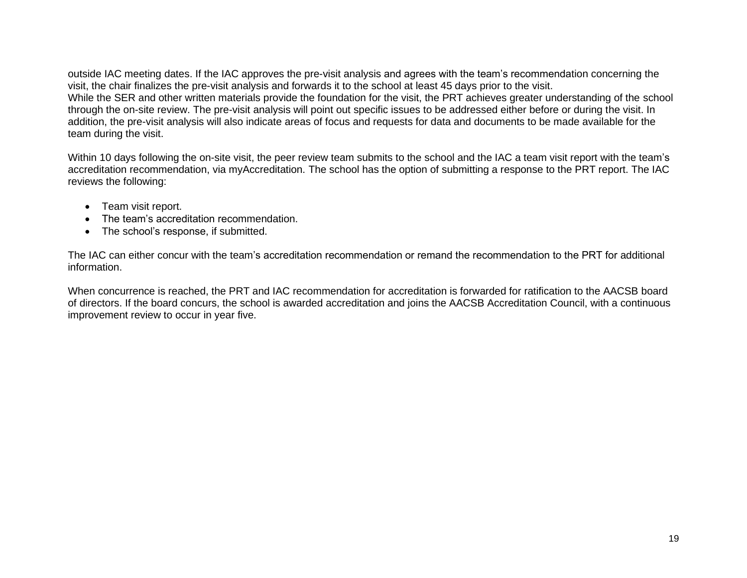outside IAC meeting dates. If the IAC approves the pre-visit analysis and agrees with the team's recommendation concerning the visit, the chair finalizes the pre-visit analysis and forwards it to the school at least 45 days prior to the visit.
While the SER and other written materials provide the foundation for the visit, the PRT achieves greater understanding of the school through the on-site review. The pre-visit analysis will point out specific issues to be addressed either before or during the visit. In addition, the pre-visit analysis will also indicate areas of focus and requests for data and documents to be made available for the team during the visit.

Within 10 days following the on-site visit, the peer review team submits to the school and the IAC a team visit report with the team's accreditation recommendation, via myAccreditation. The school has the option of submitting a response to the PRT report. The IAC reviews the following:

- Team visit report.
- The team's accreditation recommendation.
- The school's response, if submitted.

The IAC can either concur with the team's accreditation recommendation or remand the recommendation to the PRT for additional information.

When concurrence is reached, the PRT and IAC recommendation for accreditation is forwarded for ratification to the AACSB board of directors. If the board concurs, the school is awarded accreditation and joins the AACSB Accreditation Council, with a continuous improvement review to occur in year five.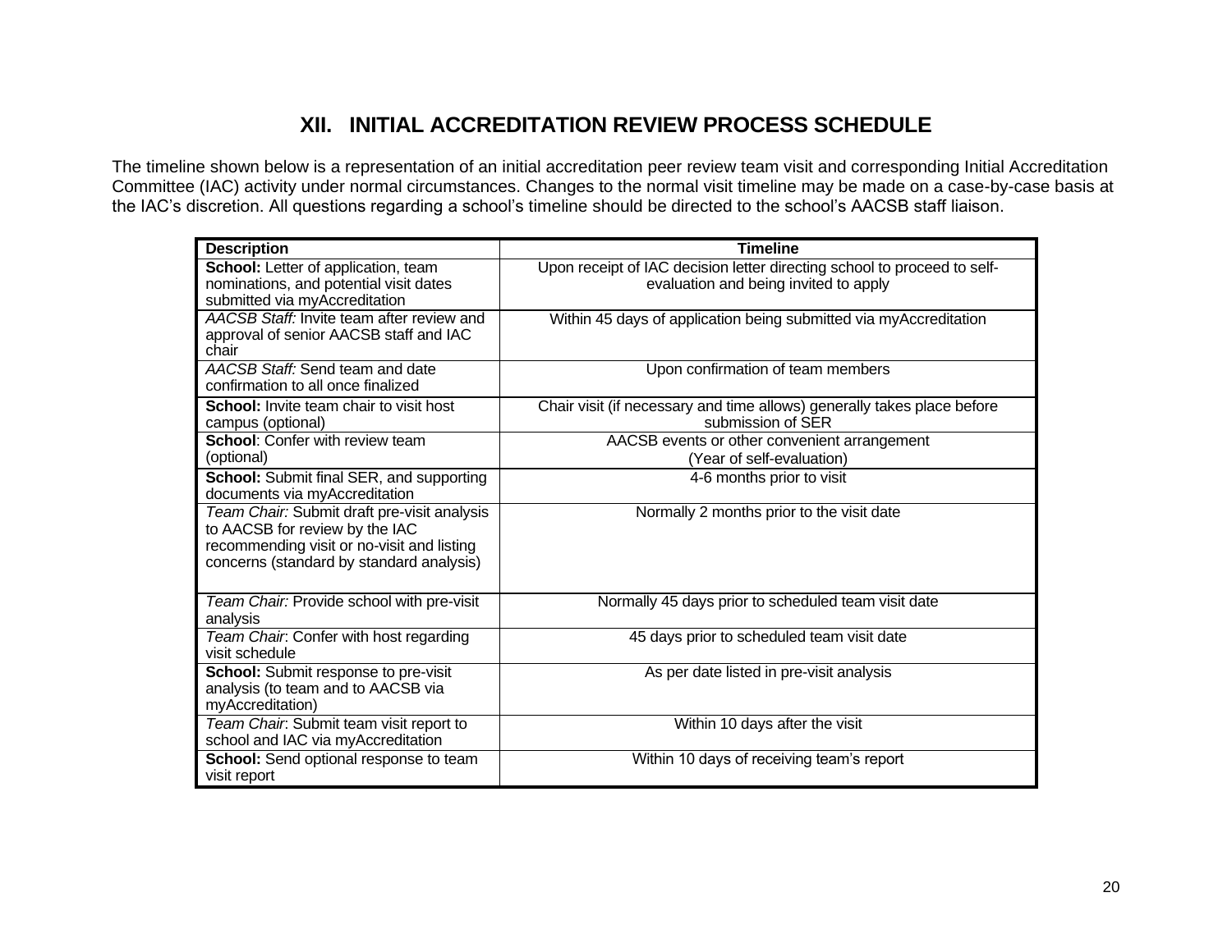## XII. INITIAL ACCREDITATION REVIEW PROCESS SCHEDULE

The timeline shown below is a representation of an initial accreditation peer review team visit and corresponding Initial Accreditation Committee (IAC) activity under normal circumstances. Changes to the normal visit timeline may be made on a case-by-case basis at the IAC's discretion. All questions regarding a school's timeline should be directed to the school's AACSB staff liaison.

| Description | Timeline |
|---|---|
| **School:** Letter of application, team nominations, and potential visit dates submitted via myAccreditation | Upon receipt of IAC decision letter directing school to proceed to self-evaluation and being invited to apply |
| *AACSB Staff:* Invite team after review and approval of senior AACSB staff and IAC chair | Within 45 days of application being submitted via myAccreditation |
| *AACSB Staff:* Send team and date confirmation to all once finalized | Upon confirmation of team members |
| **School:** Invite team chair to visit host campus (optional) | Chair visit (if necessary and time allows) generally takes place before submission of SER |
| **School**: Confer with review team (optional) | AACSB events or other convenient arrangement (Year of self-evaluation) |
| **School:** Submit final SER, and supporting documents via myAccreditation | 4-6 months prior to visit |
| *Team Chair:* Submit draft pre-visit analysis to AACSB for review by the IAC recommending visit or no-visit and listing concerns (standard by standard analysis) | Normally 2 months prior to the visit date |
| *Team Chair:* Provide school with pre-visit analysis | Normally 45 days prior to scheduled team visit date |
| *Team Chair*: Confer with host regarding visit schedule | 45 days prior to scheduled team visit date |
| **School:** Submit response to pre-visit analysis (to team and to AACSB via myAccreditation) | As per date listed in pre-visit analysis |
| *Team Chair*: Submit team visit report to school and IAC via myAccreditation | Within 10 days after the visit |
| **School:** Send optional response to team visit report | Within 10 days of receiving team's report |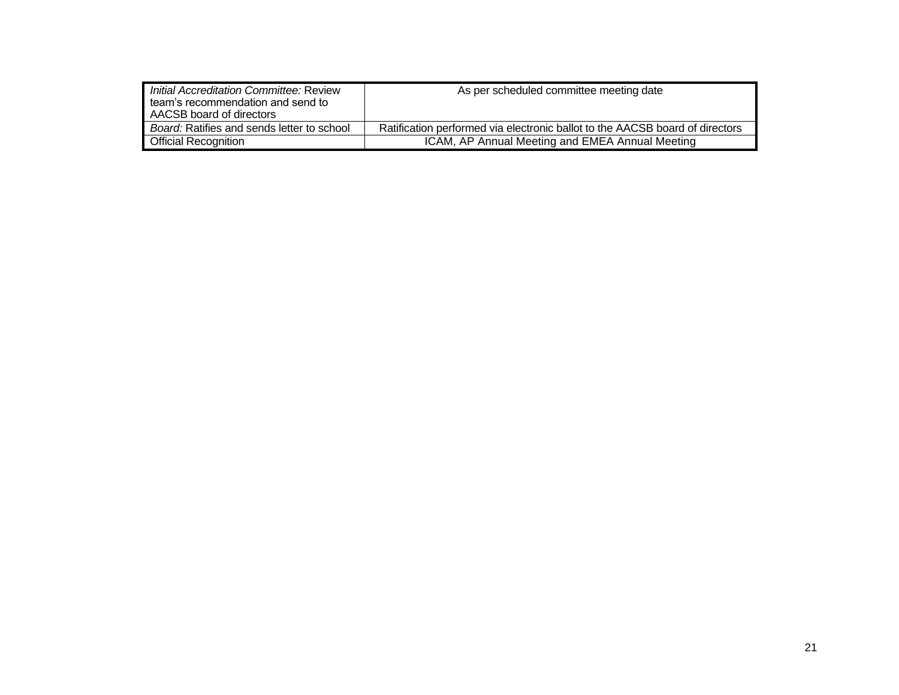| | |
|---|---|
| *Initial Accreditation Committee:* Review team's recommendation and send to AACSB board of directors | As per scheduled committee meeting date |
| *Board:* Ratifies and sends letter to school | Ratification performed via electronic ballot to the AACSB board of directors |
| Official Recognition | ICAM, AP Annual Meeting and EMEA Annual Meeting |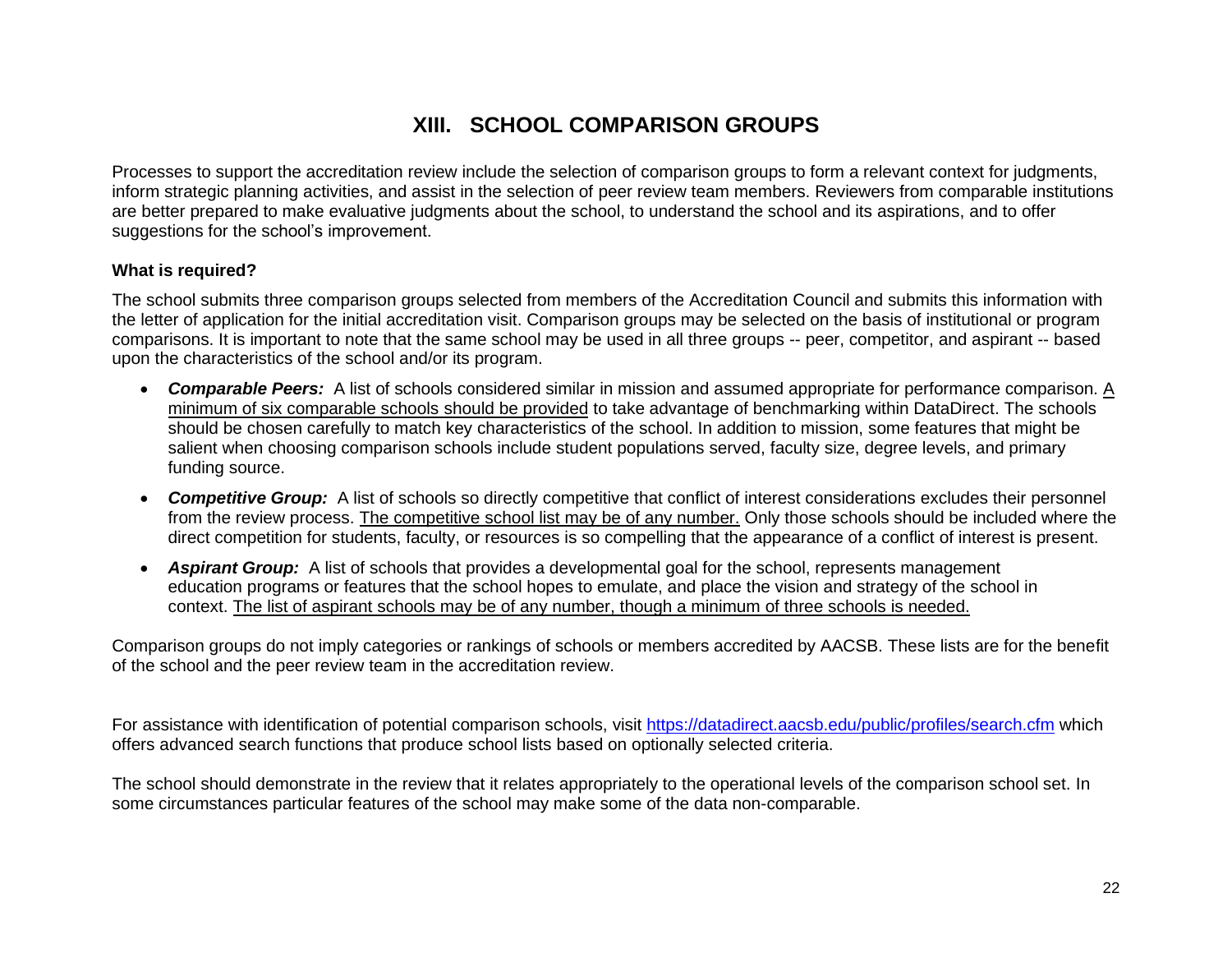# XIII. SCHOOL COMPARISON GROUPS

Processes to support the accreditation review include the selection of comparison groups to form a relevant context for judgments, inform strategic planning activities, and assist in the selection of peer review team members. Reviewers from comparable institutions are better prepared to make evaluative judgments about the school, to understand the school and its aspirations, and to offer suggestions for the school's improvement.

**What is required?**

The school submits three comparison groups selected from members of the Accreditation Council and submits this information with the letter of application for the initial accreditation visit. Comparison groups may be selected on the basis of institutional or program comparisons. It is important to note that the same school may be used in all three groups -- peer, competitor, and aspirant -- based upon the characteristics of the school and/or its program.

- ***Comparable Peers:*** A list of schools considered similar in mission and assumed appropriate for performance comparison. <u>A minimum of six comparable schools should be provided</u> to take advantage of benchmarking within DataDirect. The schools should be chosen carefully to match key characteristics of the school. In addition to mission, some features that might be salient when choosing comparison schools include student populations served, faculty size, degree levels, and primary funding source.
- ***Competitive Group:*** A list of schools so directly competitive that conflict of interest considerations excludes their personnel from the review process. <u>The competitive school list may be of any number.</u> Only those schools should be included where the direct competition for students, faculty, or resources is so compelling that the appearance of a conflict of interest is present.
- ***Aspirant Group:*** A list of schools that provides a developmental goal for the school, represents management education programs or features that the school hopes to emulate, and place the vision and strategy of the school in context. <u>The list of aspirant schools may be of any number, though a minimum of three schools is needed.</u>

Comparison groups do not imply categories or rankings of schools or members accredited by AACSB. These lists are for the benefit of the school and the peer review team in the accreditation review.

For assistance with identification of potential comparison schools, visit https://datadirect.aacsb.edu/public/profiles/search.cfm which offers advanced search functions that produce school lists based on optionally selected criteria.

The school should demonstrate in the review that it relates appropriately to the operational levels of the comparison school set. In some circumstances particular features of the school may make some of the data non-comparable.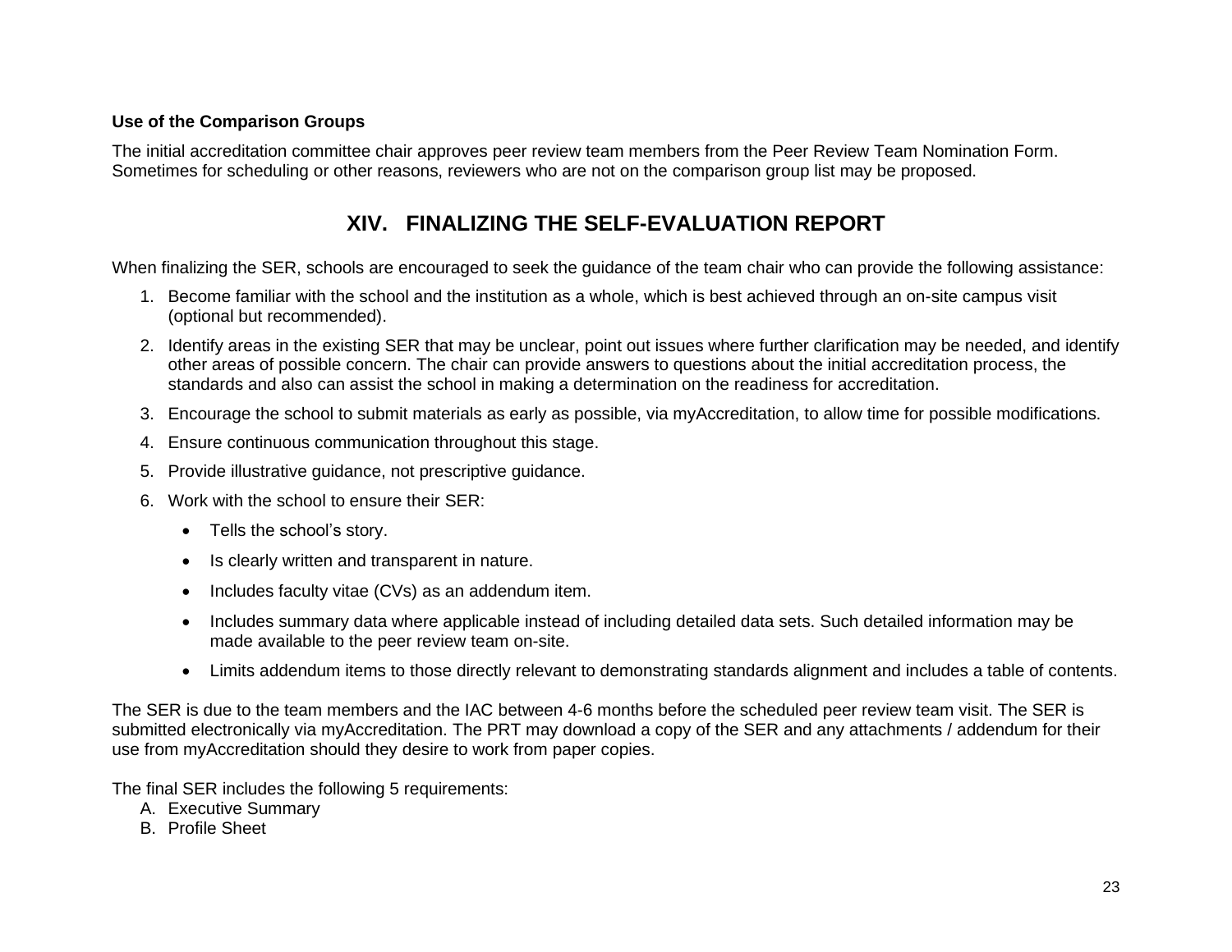**Use of the Comparison Groups**

The initial accreditation committee chair approves peer review team members from the Peer Review Team Nomination Form. Sometimes for scheduling or other reasons, reviewers who are not on the comparison group list may be proposed.

## XIV. FINALIZING THE SELF-EVALUATION REPORT

When finalizing the SER, schools are encouraged to seek the guidance of the team chair who can provide the following assistance:

1. Become familiar with the school and the institution as a whole, which is best achieved through an on-site campus visit (optional but recommended).
2. Identify areas in the existing SER that may be unclear, point out issues where further clarification may be needed, and identify other areas of possible concern. The chair can provide answers to questions about the initial accreditation process, the standards and also can assist the school in making a determination on the readiness for accreditation.
3. Encourage the school to submit materials as early as possible, via myAccreditation, to allow time for possible modifications.
4. Ensure continuous communication throughout this stage.
5. Provide illustrative guidance, not prescriptive guidance.
6. Work with the school to ensure their SER:
   - Tells the school's story.
   - Is clearly written and transparent in nature.
   - Includes faculty vitae (CVs) as an addendum item.
   - Includes summary data where applicable instead of including detailed data sets. Such detailed information may be made available to the peer review team on-site.
   - Limits addendum items to those directly relevant to demonstrating standards alignment and includes a table of contents.

The SER is due to the team members and the IAC between 4-6 months before the scheduled peer review team visit. The SER is submitted electronically via myAccreditation. The PRT may download a copy of the SER and any attachments / addendum for their use from myAccreditation should they desire to work from paper copies.

The final SER includes the following 5 requirements:

A. Executive Summary
B. Profile Sheet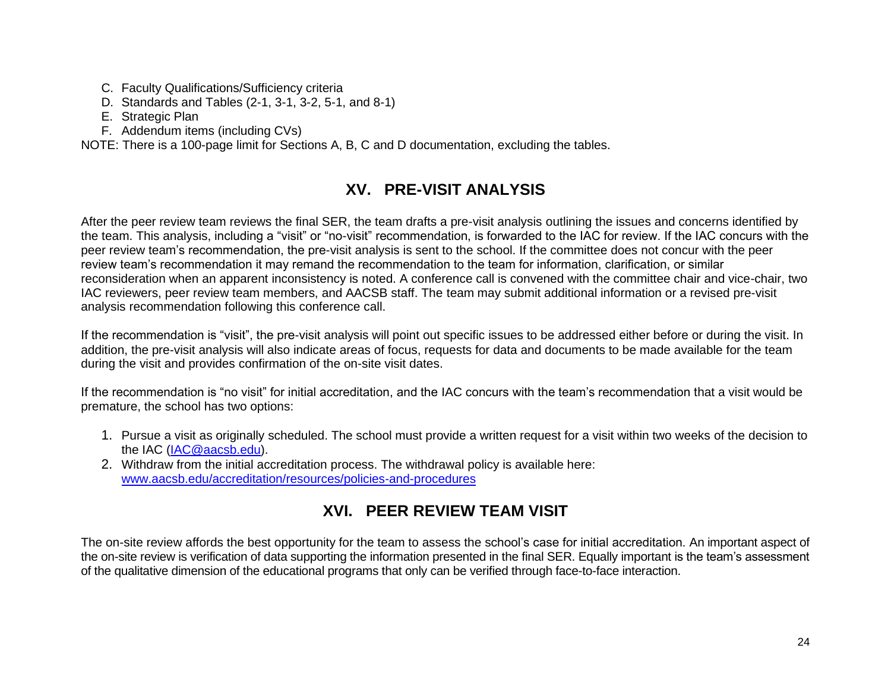C. Faculty Qualifications/Sufficiency criteria
D. Standards and Tables (2-1, 3-1, 3-2, 5-1, and 8-1)
E. Strategic Plan
F. Addendum items (including CVs)

NOTE: There is a 100-page limit for Sections A, B, C and D documentation, excluding the tables.

## XV. PRE-VISIT ANALYSIS

After the peer review team reviews the final SER, the team drafts a pre-visit analysis outlining the issues and concerns identified by the team. This analysis, including a “visit” or “no-visit” recommendation, is forwarded to the IAC for review. If the IAC concurs with the peer review team’s recommendation, the pre-visit analysis is sent to the school. If the committee does not concur with the peer review team’s recommendation it may remand the recommendation to the team for information, clarification, or similar reconsideration when an apparent inconsistency is noted. A conference call is convened with the committee chair and vice-chair, two IAC reviewers, peer review team members, and AACSB staff. The team may submit additional information or a revised pre-visit analysis recommendation following this conference call.

If the recommendation is “visit”, the pre-visit analysis will point out specific issues to be addressed either before or during the visit. In addition, the pre-visit analysis will also indicate areas of focus, requests for data and documents to be made available for the team during the visit and provides confirmation of the on-site visit dates.

If the recommendation is “no visit” for initial accreditation, and the IAC concurs with the team’s recommendation that a visit would be premature, the school has two options:

1. Pursue a visit as originally scheduled. The school must provide a written request for a visit within two weeks of the decision to the IAC ([IAC@aacsb.edu](mailto:IAC@aacsb.edu)).
2. Withdraw from the initial accreditation process. The withdrawal policy is available here: [www.aacsb.edu/accreditation/resources/policies-and-procedures](http://www.aacsb.edu/accreditation/resources/policies-and-procedures)

## XVI. PEER REVIEW TEAM VISIT

The on-site review affords the best opportunity for the team to assess the school’s case for initial accreditation. An important aspect of the on-site review is verification of data supporting the information presented in the final SER. Equally important is the team’s assessment of the qualitative dimension of the educational programs that only can be verified through face-to-face interaction.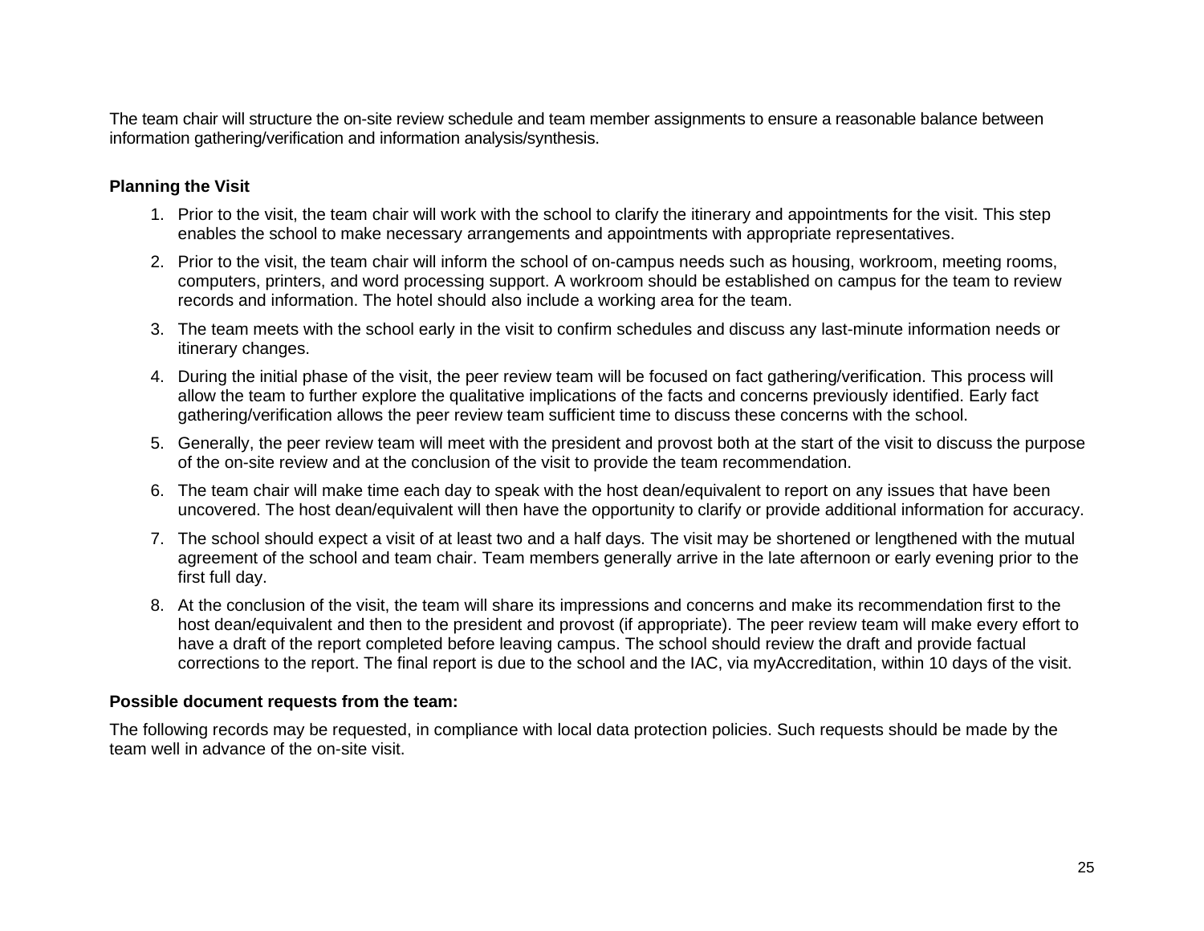The team chair will structure the on-site review schedule and team member assignments to ensure a reasonable balance between information gathering/verification and information analysis/synthesis.

**Planning the Visit**

1. Prior to the visit, the team chair will work with the school to clarify the itinerary and appointments for the visit. This step enables the school to make necessary arrangements and appointments with appropriate representatives.
2. Prior to the visit, the team chair will inform the school of on-campus needs such as housing, workroom, meeting rooms, computers, printers, and word processing support. A workroom should be established on campus for the team to review records and information. The hotel should also include a working area for the team.
3. The team meets with the school early in the visit to confirm schedules and discuss any last-minute information needs or itinerary changes.
4. During the initial phase of the visit, the peer review team will be focused on fact gathering/verification. This process will allow the team to further explore the qualitative implications of the facts and concerns previously identified. Early fact gathering/verification allows the peer review team sufficient time to discuss these concerns with the school.
5. Generally, the peer review team will meet with the president and provost both at the start of the visit to discuss the purpose of the on-site review and at the conclusion of the visit to provide the team recommendation.
6. The team chair will make time each day to speak with the host dean/equivalent to report on any issues that have been uncovered. The host dean/equivalent will then have the opportunity to clarify or provide additional information for accuracy.
7. The school should expect a visit of at least two and a half days. The visit may be shortened or lengthened with the mutual agreement of the school and team chair. Team members generally arrive in the late afternoon or early evening prior to the first full day.
8. At the conclusion of the visit, the team will share its impressions and concerns and make its recommendation first to the host dean/equivalent and then to the president and provost (if appropriate). The peer review team will make every effort to have a draft of the report completed before leaving campus. The school should review the draft and provide factual corrections to the report. The final report is due to the school and the IAC, via myAccreditation, within 10 days of the visit.

**Possible document requests from the team:**

The following records may be requested, in compliance with local data protection policies. Such requests should be made by the team well in advance of the on-site visit.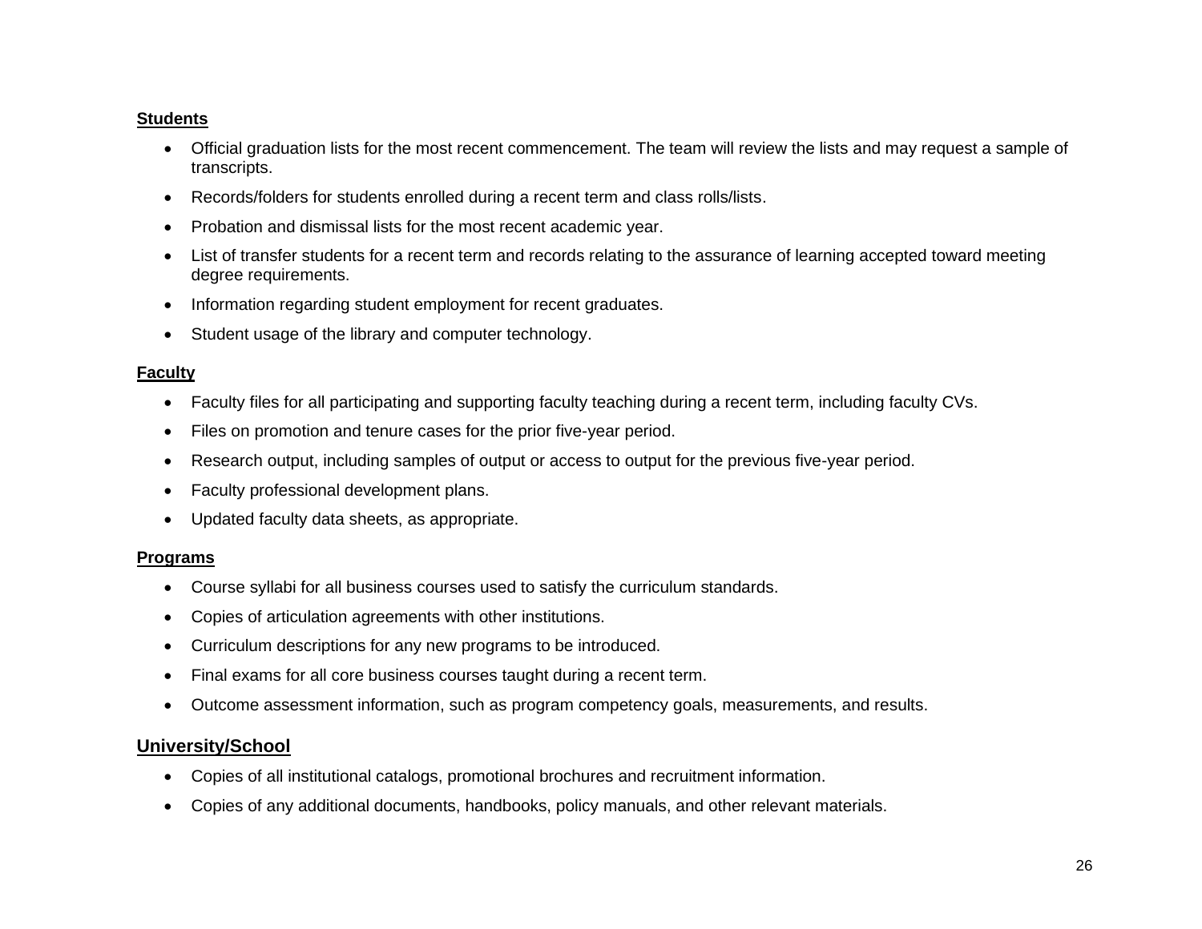**Students**

- Official graduation lists for the most recent commencement. The team will review the lists and may request a sample of transcripts.
- Records/folders for students enrolled during a recent term and class rolls/lists.
- Probation and dismissal lists for the most recent academic year.
- List of transfer students for a recent term and records relating to the assurance of learning accepted toward meeting degree requirements.
- Information regarding student employment for recent graduates.
- Student usage of the library and computer technology.

**Faculty**

- Faculty files for all participating and supporting faculty teaching during a recent term, including faculty CVs.
- Files on promotion and tenure cases for the prior five-year period.
- Research output, including samples of output or access to output for the previous five-year period.
- Faculty professional development plans.
- Updated faculty data sheets, as appropriate.

**Programs**

- Course syllabi for all business courses used to satisfy the curriculum standards.
- Copies of articulation agreements with other institutions.
- Curriculum descriptions for any new programs to be introduced.
- Final exams for all core business courses taught during a recent term.
- Outcome assessment information, such as program competency goals, measurements, and results.

**University/School**

- Copies of all institutional catalogs, promotional brochures and recruitment information.
- Copies of any additional documents, handbooks, policy manuals, and other relevant materials.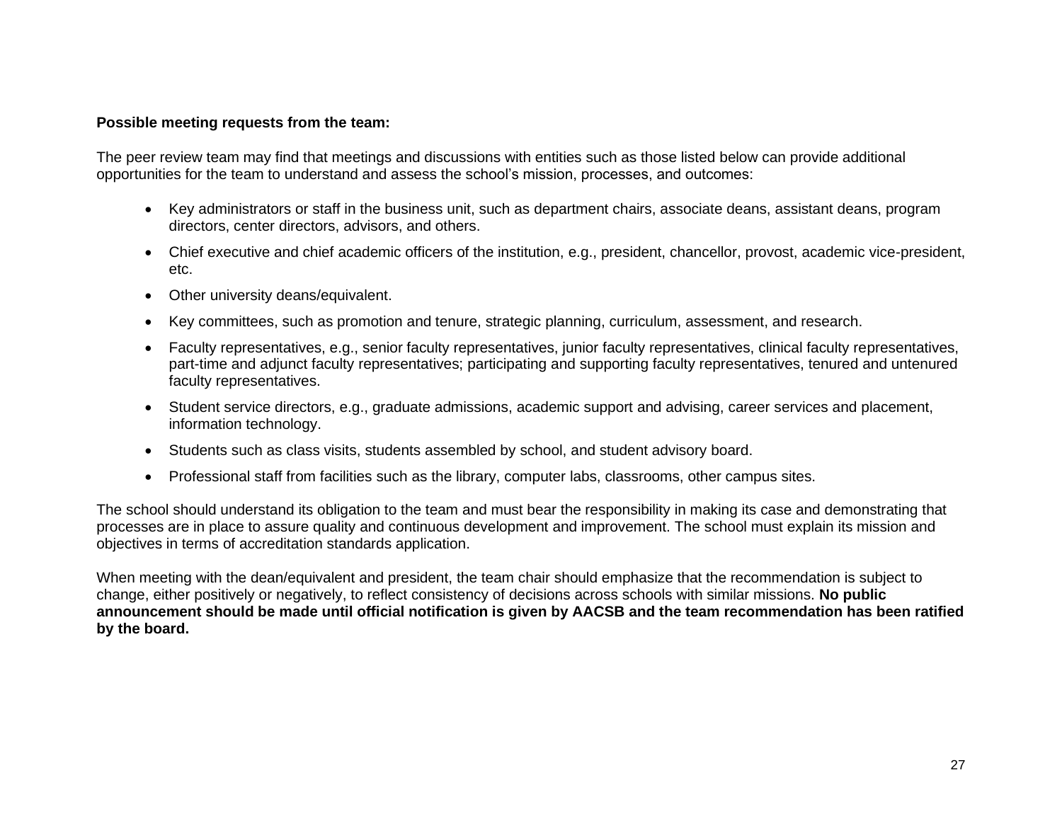**Possible meeting requests from the team:**

The peer review team may find that meetings and discussions with entities such as those listed below can provide additional opportunities for the team to understand and assess the school's mission, processes, and outcomes:

- Key administrators or staff in the business unit, such as department chairs, associate deans, assistant deans, program directors, center directors, advisors, and others.
- Chief executive and chief academic officers of the institution, e.g., president, chancellor, provost, academic vice-president, etc.
- Other university deans/equivalent.
- Key committees, such as promotion and tenure, strategic planning, curriculum, assessment, and research.
- Faculty representatives, e.g., senior faculty representatives, junior faculty representatives, clinical faculty representatives, part-time and adjunct faculty representatives; participating and supporting faculty representatives, tenured and untenured faculty representatives.
- Student service directors, e.g., graduate admissions, academic support and advising, career services and placement, information technology.
- Students such as class visits, students assembled by school, and student advisory board.
- Professional staff from facilities such as the library, computer labs, classrooms, other campus sites.

The school should understand its obligation to the team and must bear the responsibility in making its case and demonstrating that processes are in place to assure quality and continuous development and improvement. The school must explain its mission and objectives in terms of accreditation standards application.

When meeting with the dean/equivalent and president, the team chair should emphasize that the recommendation is subject to change, either positively or negatively, to reflect consistency of decisions across schools with similar missions. **No public announcement should be made until official notification is given by AACSB and the team recommendation has been ratified by the board.**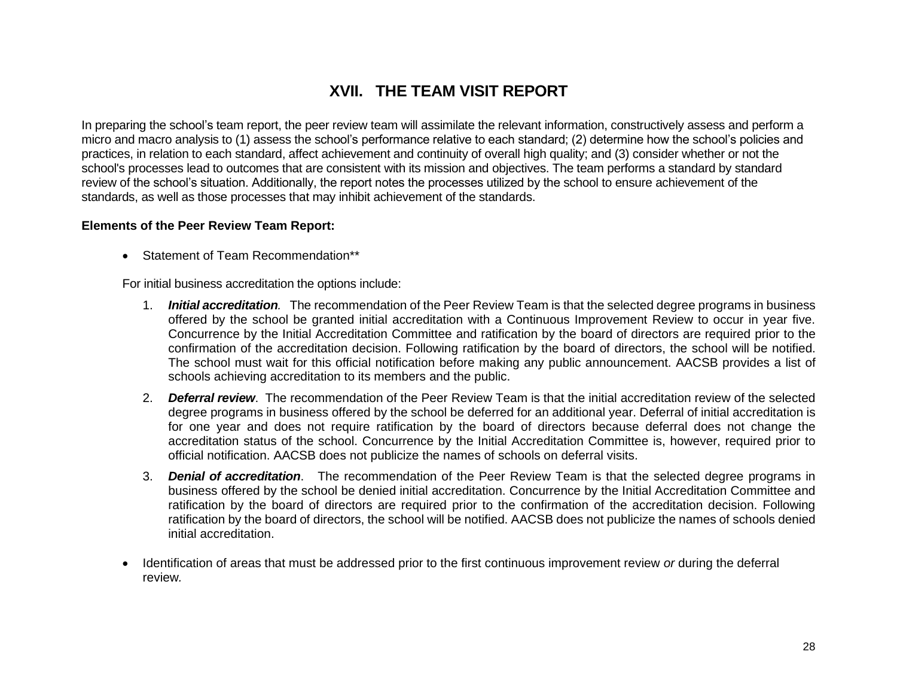# XVII. THE TEAM VISIT REPORT

In preparing the school's team report, the peer review team will assimilate the relevant information, constructively assess and perform a micro and macro analysis to (1) assess the school's performance relative to each standard; (2) determine how the school's policies and practices, in relation to each standard, affect achievement and continuity of overall high quality; and (3) consider whether or not the school's processes lead to outcomes that are consistent with its mission and objectives. The team performs a standard by standard review of the school's situation. Additionally, the report notes the processes utilized by the school to ensure achievement of the standards, as well as those processes that may inhibit achievement of the standards.

**Elements of the Peer Review Team Report:**

- Statement of Team Recommendation**

  For initial business accreditation the options include:

  1. ***Initial accreditation.*** The recommendation of the Peer Review Team is that the selected degree programs in business offered by the school be granted initial accreditation with a Continuous Improvement Review to occur in year five. Concurrence by the Initial Accreditation Committee and ratification by the board of directors are required prior to the confirmation of the accreditation decision. Following ratification by the board of directors, the school will be notified. The school must wait for this official notification before making any public announcement. AACSB provides a list of schools achieving accreditation to its members and the public.
  2. ***Deferral review***. The recommendation of the Peer Review Team is that the initial accreditation review of the selected degree programs in business offered by the school be deferred for an additional year. Deferral of initial accreditation is for one year and does not require ratification by the board of directors because deferral does not change the accreditation status of the school. Concurrence by the Initial Accreditation Committee is, however, required prior to official notification. AACSB does not publicize the names of schools on deferral visits.
  3. ***Denial of accreditation***. The recommendation of the Peer Review Team is that the selected degree programs in business offered by the school be denied initial accreditation. Concurrence by the Initial Accreditation Committee and ratification by the board of directors are required prior to the confirmation of the accreditation decision. Following ratification by the board of directors, the school will be notified. AACSB does not publicize the names of schools denied initial accreditation.

- Identification of areas that must be addressed prior to the first continuous improvement review *or* during the deferral review.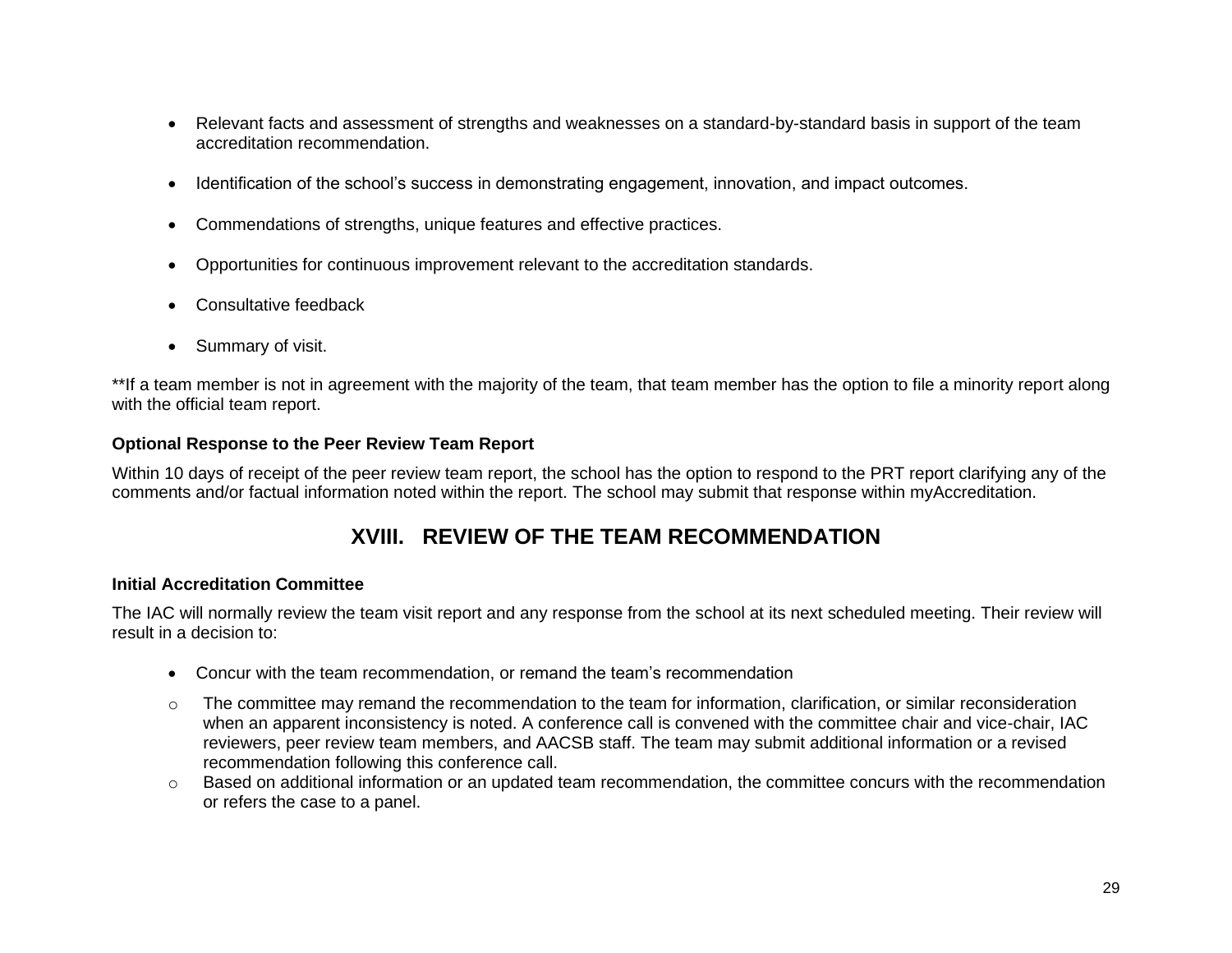- Relevant facts and assessment of strengths and weaknesses on a standard-by-standard basis in support of the team accreditation recommendation.
- Identification of the school's success in demonstrating engagement, innovation, and impact outcomes.
- Commendations of strengths, unique features and effective practices.
- Opportunities for continuous improvement relevant to the accreditation standards.
- Consultative feedback
- Summary of visit.

**If a team member is not in agreement with the majority of the team, that team member has the option to file a minority report along with the official team report.

**Optional Response to the Peer Review Team Report**

Within 10 days of receipt of the peer review team report, the school has the option to respond to the PRT report clarifying any of the comments and/or factual information noted within the report. The school may submit that response within myAccreditation.

## XVIII. REVIEW OF THE TEAM RECOMMENDATION

**Initial Accreditation Committee**

The IAC will normally review the team visit report and any response from the school at its next scheduled meeting. Their review will result in a decision to:

- Concur with the team recommendation, or remand the team's recommendation
  - The committee may remand the recommendation to the team for information, clarification, or similar reconsideration when an apparent inconsistency is noted. A conference call is convened with the committee chair and vice-chair, IAC reviewers, peer review team members, and AACSB staff. The team may submit additional information or a revised recommendation following this conference call.
  - Based on additional information or an updated team recommendation, the committee concurs with the recommendation or refers the case to a panel.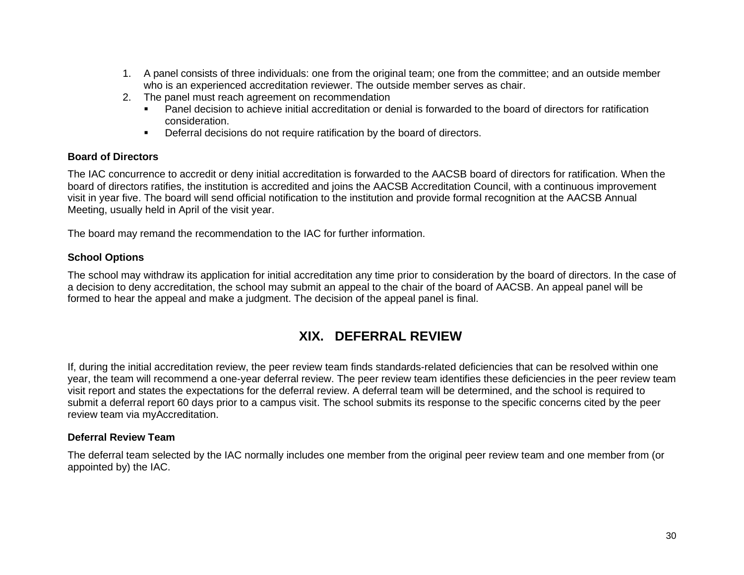1. A panel consists of three individuals: one from the original team; one from the committee; and an outside member who is an experienced accreditation reviewer. The outside member serves as chair.
2. The panel must reach agreement on recommendation
   - Panel decision to achieve initial accreditation or denial is forwarded to the board of directors for ratification consideration.
   - Deferral decisions do not require ratification by the board of directors.

**Board of Directors**

The IAC concurrence to accredit or deny initial accreditation is forwarded to the AACSB board of directors for ratification. When the board of directors ratifies, the institution is accredited and joins the AACSB Accreditation Council, with a continuous improvement visit in year five. The board will send official notification to the institution and provide formal recognition at the AACSB Annual Meeting, usually held in April of the visit year.

The board may remand the recommendation to the IAC for further information.

**School Options**

The school may withdraw its application for initial accreditation any time prior to consideration by the board of directors. In the case of a decision to deny accreditation, the school may submit an appeal to the chair of the board of AACSB. An appeal panel will be formed to hear the appeal and make a judgment. The decision of the appeal panel is final.

## XIX. DEFERRAL REVIEW

If, during the initial accreditation review, the peer review team finds standards-related deficiencies that can be resolved within one year, the team will recommend a one-year deferral review. The peer review team identifies these deficiencies in the peer review team visit report and states the expectations for the deferral review. A deferral team will be determined, and the school is required to submit a deferral report 60 days prior to a campus visit. The school submits its response to the specific concerns cited by the peer review team via myAccreditation.

**Deferral Review Team**

The deferral team selected by the IAC normally includes one member from the original peer review team and one member from (or appointed by) the IAC.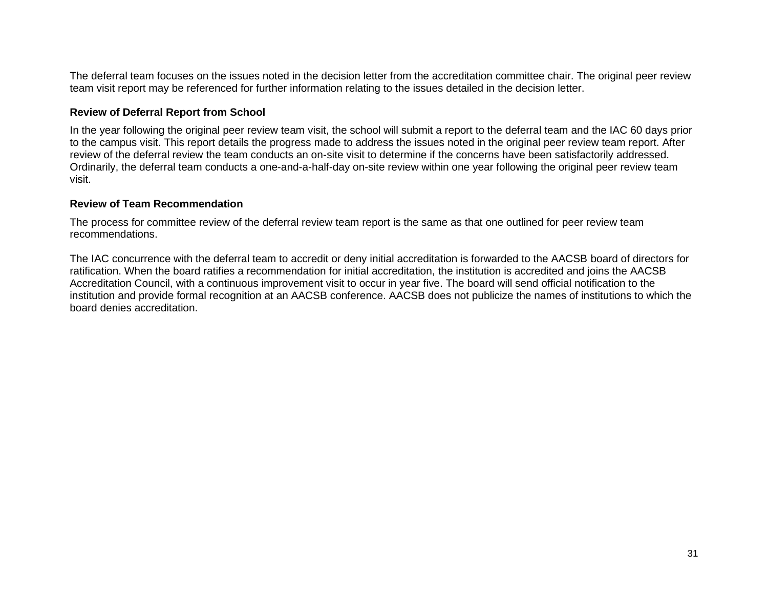The deferral team focuses on the issues noted in the decision letter from the accreditation committee chair. The original peer review team visit report may be referenced for further information relating to the issues detailed in the decision letter.

### Review of Deferral Report from School

In the year following the original peer review team visit, the school will submit a report to the deferral team and the IAC 60 days prior to the campus visit. This report details the progress made to address the issues noted in the original peer review team report. After review of the deferral review the team conducts an on-site visit to determine if the concerns have been satisfactorily addressed. Ordinarily, the deferral team conducts a one-and-a-half-day on-site review within one year following the original peer review team visit.

### Review of Team Recommendation

The process for committee review of the deferral review team report is the same as that one outlined for peer review team recommendations.

The IAC concurrence with the deferral team to accredit or deny initial accreditation is forwarded to the AACSB board of directors for ratification. When the board ratifies a recommendation for initial accreditation, the institution is accredited and joins the AACSB Accreditation Council, with a continuous improvement visit to occur in year five. The board will send official notification to the institution and provide formal recognition at an AACSB conference. AACSB does not publicize the names of institutions to which the board denies accreditation.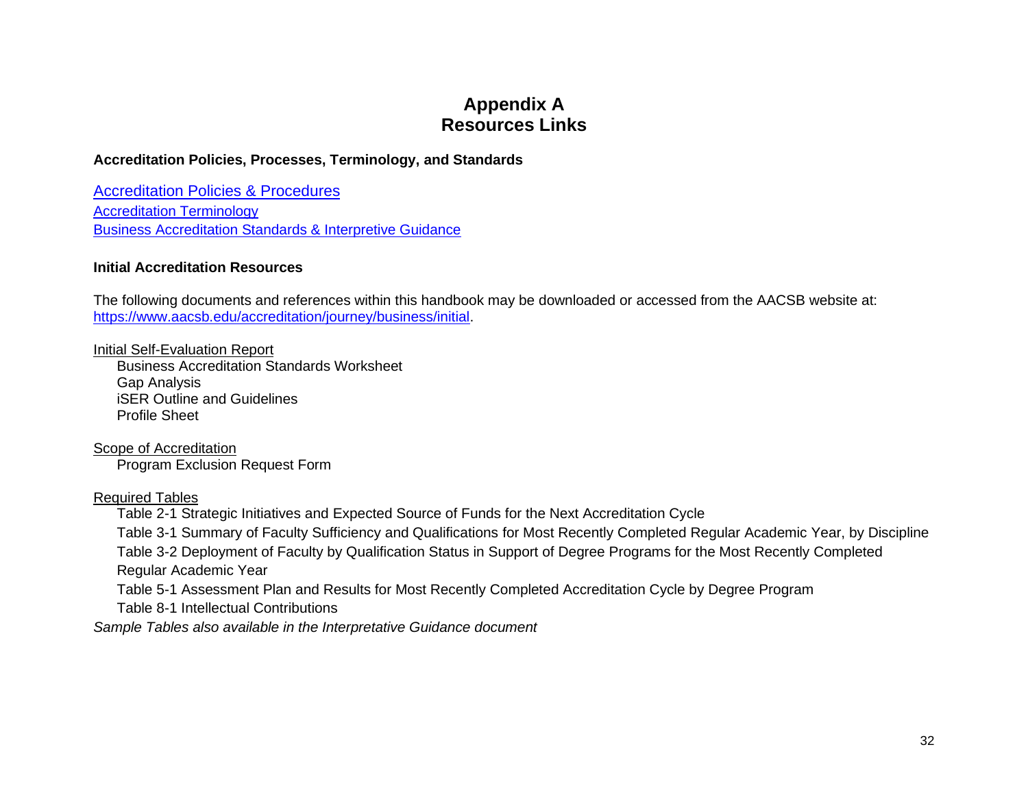# Appendix A
# Resources Links

**Accreditation Policies, Processes, Terminology, and Standards**

Accreditation Policies & Procedures
Accreditation Terminology
Business Accreditation Standards & Interpretive Guidance

**Initial Accreditation Resources**

The following documents and references within this handbook may be downloaded or accessed from the AACSB website at: https://www.aacsb.edu/accreditation/journey/business/initial.

Initial Self-Evaluation Report

- Business Accreditation Standards Worksheet
- Gap Analysis
- iSER Outline and Guidelines
- Profile Sheet

Scope of Accreditation

- Program Exclusion Request Form

Required Tables

- Table 2-1 Strategic Initiatives and Expected Source of Funds for the Next Accreditation Cycle
- Table 3-1 Summary of Faculty Sufficiency and Qualifications for Most Recently Completed Regular Academic Year, by Discipline
- Table 3-2 Deployment of Faculty by Qualification Status in Support of Degree Programs for the Most Recently Completed Regular Academic Year
- Table 5-1 Assessment Plan and Results for Most Recently Completed Accreditation Cycle by Degree Program
- Table 8-1 Intellectual Contributions

*Sample Tables also available in the Interpretative Guidance document*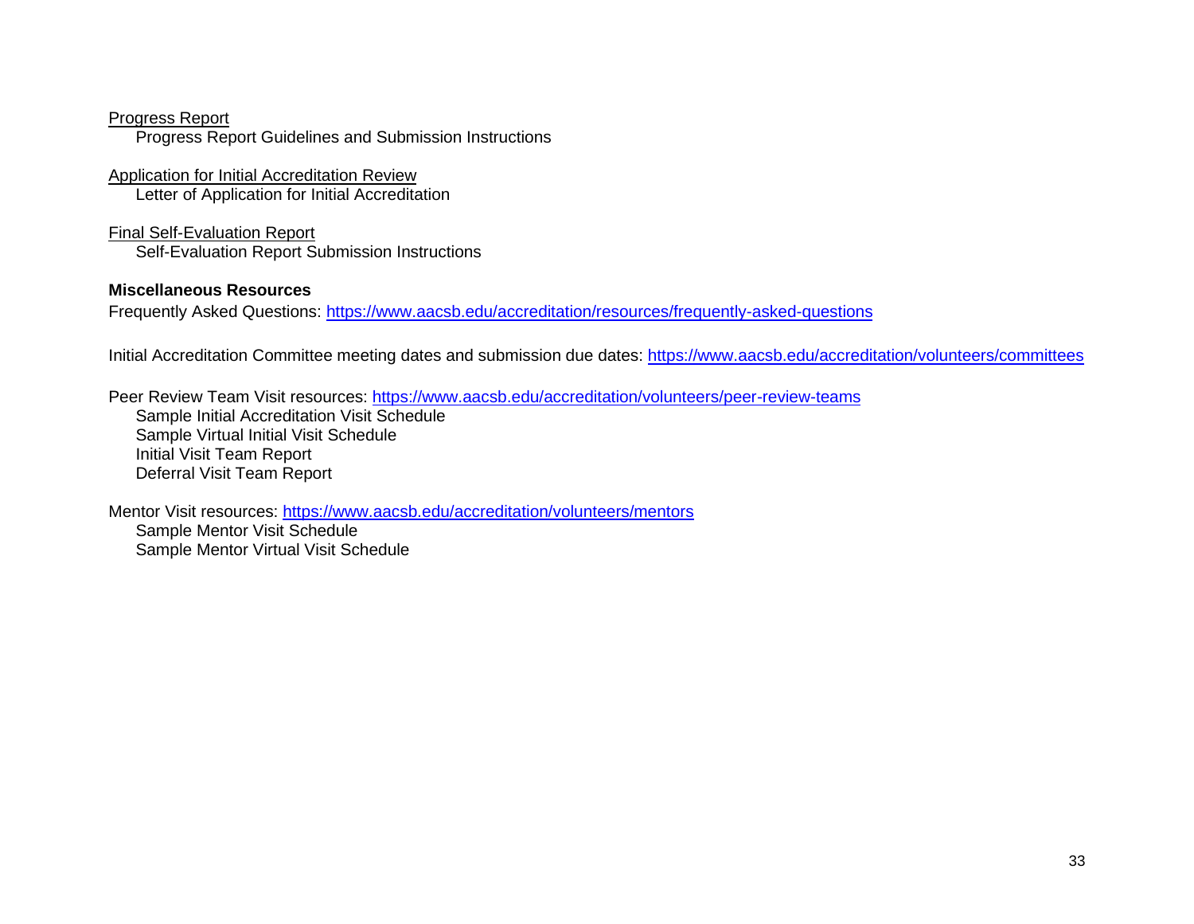Progress Report

Progress Report Guidelines and Submission Instructions

Application for Initial Accreditation Review

Letter of Application for Initial Accreditation

Final Self-Evaluation Report

Self-Evaluation Report Submission Instructions

**Miscellaneous Resources**

Frequently Asked Questions: https://www.aacsb.edu/accreditation/resources/frequently-asked-questions

Initial Accreditation Committee meeting dates and submission due dates: https://www.aacsb.edu/accreditation/volunteers/committees

Peer Review Team Visit resources: https://www.aacsb.edu/accreditation/volunteers/peer-review-teams

Sample Initial Accreditation Visit Schedule
Sample Virtual Initial Visit Schedule
Initial Visit Team Report
Deferral Visit Team Report

Mentor Visit resources: https://www.aacsb.edu/accreditation/volunteers/mentors

Sample Mentor Visit Schedule
Sample Mentor Virtual Visit Schedule